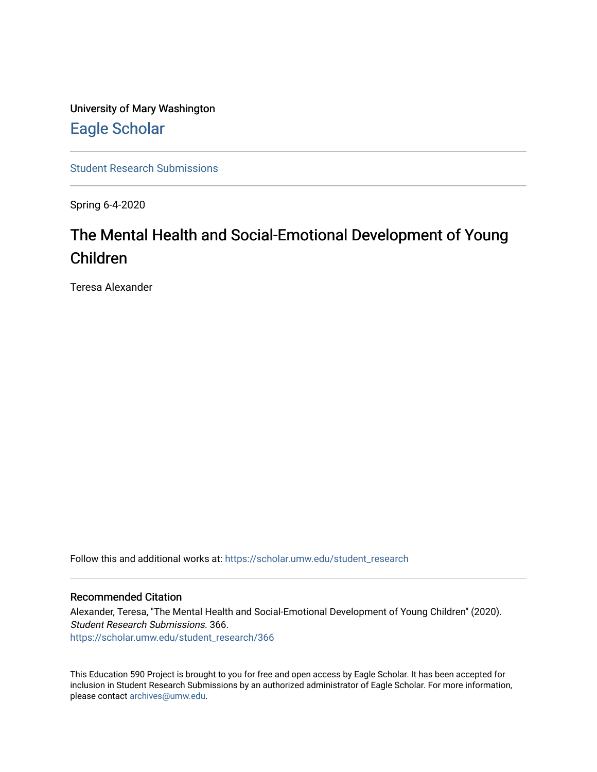University of Mary Washington

[Eagle Scholar](https://scholar.umw.edu/)

[Student Research Submissions](https://scholar.umw.edu/student_research)

Spring 6-4-2020

# The Mental Health and Social-Emotional Development of Young Children

Teresa Alexander

Follow this and additional works at: https://scholar.umw.edu/student_research

## Recommended Citation

Alexander, Teresa, "The Mental Health and Social-Emotional Development of Young Children" (2020). *Student Research Submissions*. 366.
https://scholar.umw.edu/student_research/366

This Education 590 Project is brought to you for free and open access by Eagle Scholar. It has been accepted for inclusion in Student Research Submissions by an authorized administrator of Eagle Scholar. For more information, please contact archives@umw.edu.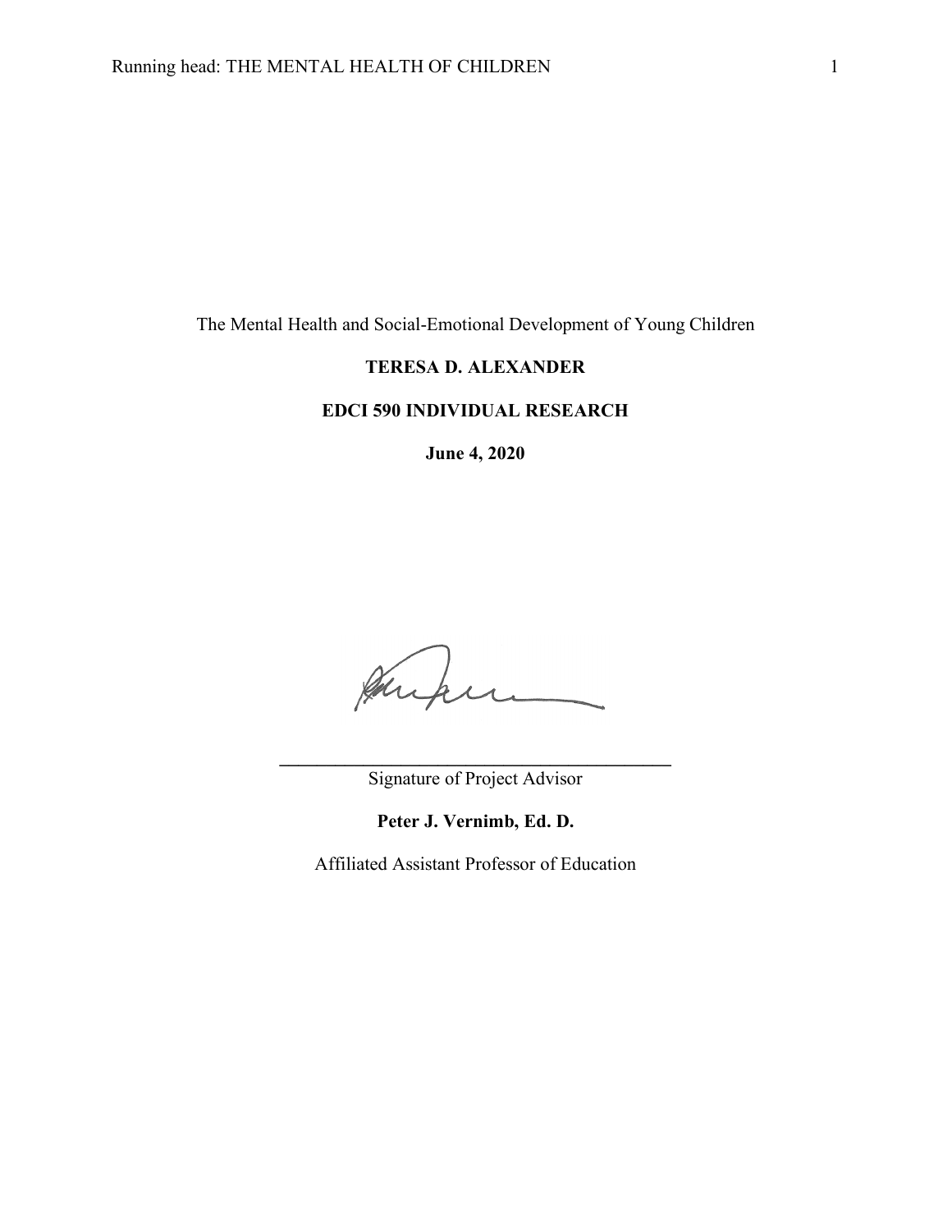The Mental Health and Social-Emotional Development of Young Children

**TERESA D. ALEXANDER**

**EDCI 590 INDIVIDUAL RESEARCH**

**June 4, 2020**

\_\_\_\_\_\_\_\_\_\_\_\_\_\_\_\_\_\_\_\_\_\_\_\_\_\_\_\_\_\_\_\_\_\_\_\_\_\_\_\_\_\_\_\_

Signature of Project Advisor

**Peter J. Vernimb, Ed. D.**

Affiliated Assistant Professor of Education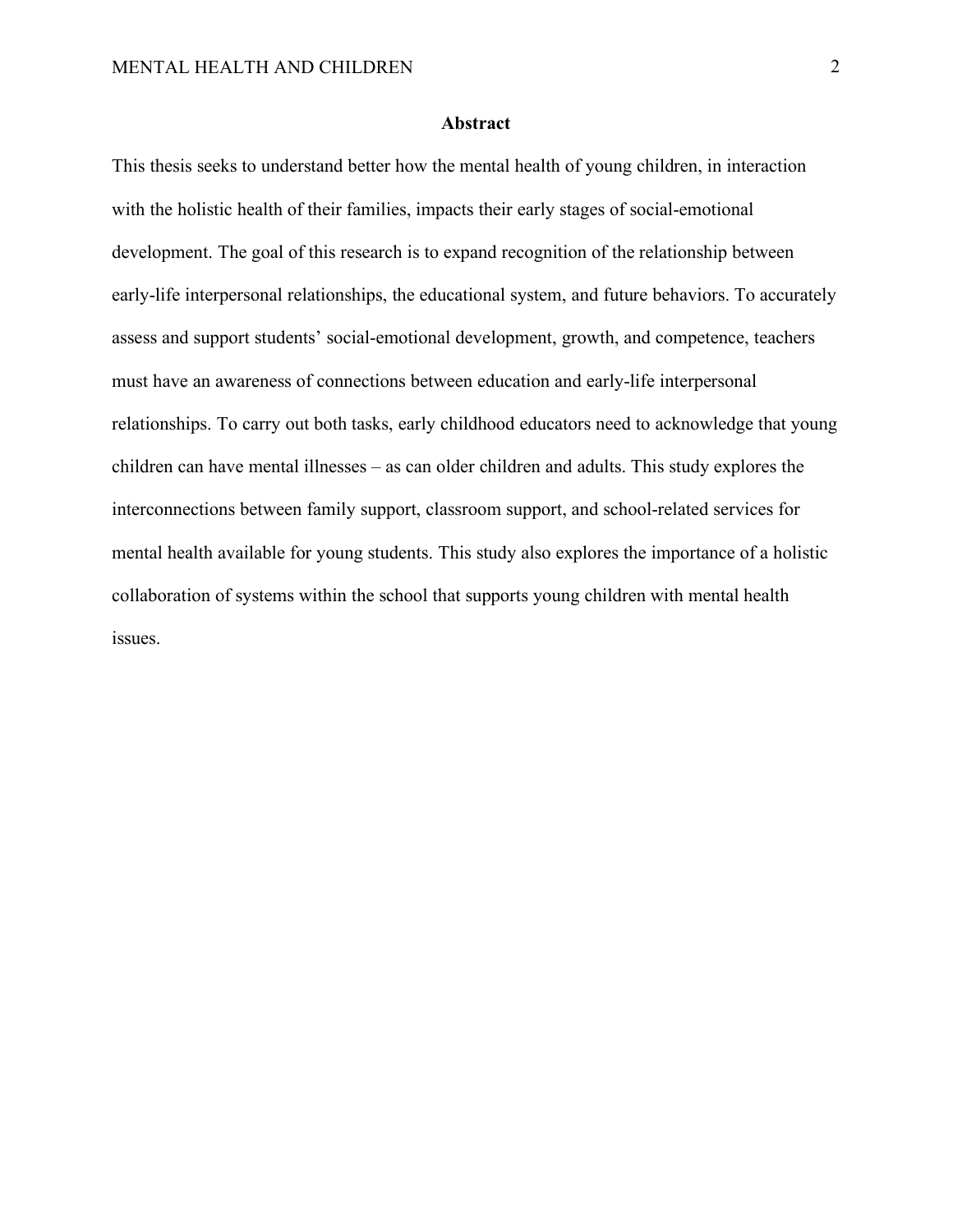# Abstract

This thesis seeks to understand better how the mental health of young children, in interaction with the holistic health of their families, impacts their early stages of social-emotional development. The goal of this research is to expand recognition of the relationship between early-life interpersonal relationships, the educational system, and future behaviors. To accurately assess and support students' social-emotional development, growth, and competence, teachers must have an awareness of connections between education and early-life interpersonal relationships. To carry out both tasks, early childhood educators need to acknowledge that young children can have mental illnesses – as can older children and adults. This study explores the interconnections between family support, classroom support, and school-related services for mental health available for young students. This study also explores the importance of a holistic collaboration of systems within the school that supports young children with mental health issues.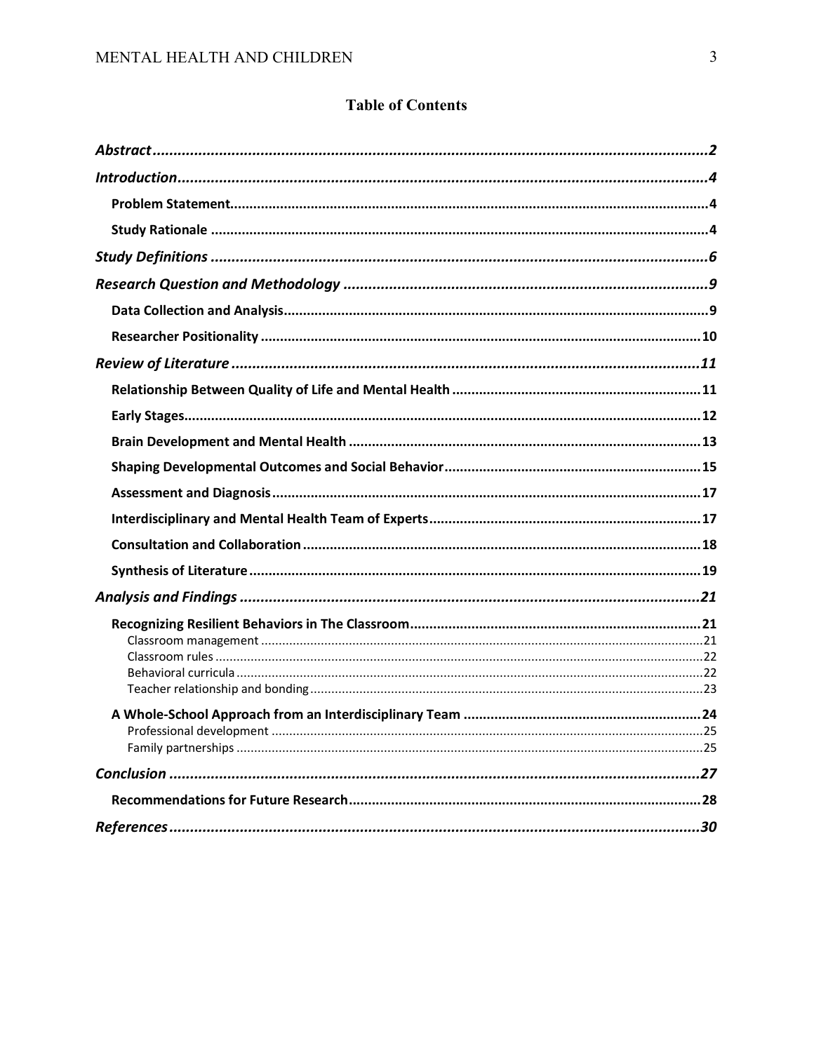## Table of Contents

*Abstract* ...... 2

*Introduction* ...... 4

- **Problem Statement** ...... 4
- **Study Rationale** ...... 4

*Study Definitions* ...... 6

*Research Question and Methodology* ...... 9

- **Data Collection and Analysis** ...... 9
- **Researcher Positionality** ...... 10

*Review of Literature* ...... 11

- **Relationship Between Quality of Life and Mental Health** ...... 11
- **Early Stages** ...... 12
- **Brain Development and Mental Health** ...... 13
- **Shaping Developmental Outcomes and Social Behavior** ...... 15
- **Assessment and Diagnosis** ...... 17
- **Interdisciplinary and Mental Health Team of Experts** ...... 17
- **Consultation and Collaboration** ...... 18
- **Synthesis of Literature** ...... 19

*Analysis and Findings* ...... 21

- **Recognizing Resilient Behaviors in The Classroom** ...... 21
  - Classroom management ...... 21
  - Classroom rules ...... 22
  - Behavioral curricula ...... 22
  - Teacher relationship and bonding ...... 23
- **A Whole-School Approach from an Interdisciplinary Team** ...... 24
  - Professional development ...... 25
  - Family partnerships ...... 25

*Conclusion* ...... 27

- **Recommendations for Future Research** ...... 28

*References* ...... 30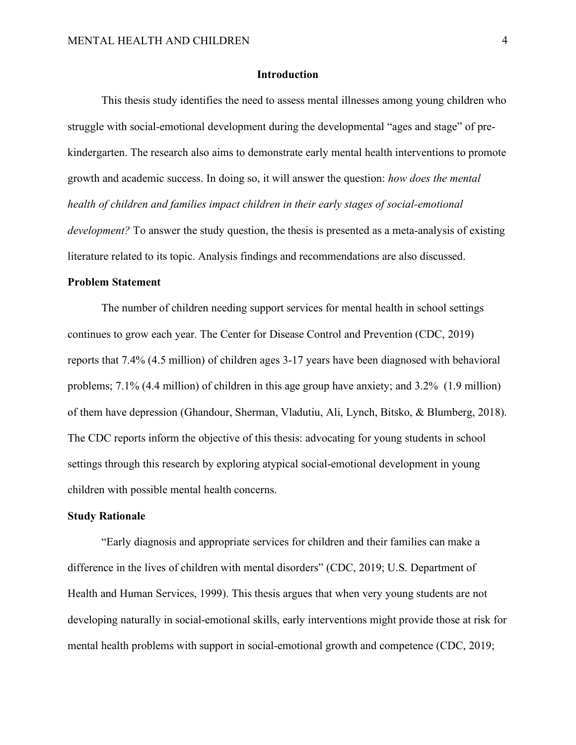## Introduction

This thesis study identifies the need to assess mental illnesses among young children who struggle with social-emotional development during the developmental "ages and stage" of pre-kindergarten. The research also aims to demonstrate early mental health interventions to promote growth and academic success. In doing so, it will answer the question: *how does the mental health of children and families impact children in their early stages of social-emotional development?* To answer the study question, the thesis is presented as a meta-analysis of existing literature related to its topic. Analysis findings and recommendations are also discussed.

### Problem Statement

The number of children needing support services for mental health in school settings continues to grow each year. The Center for Disease Control and Prevention (CDC, 2019) reports that 7.4% (4.5 million) of children ages 3-17 years have been diagnosed with behavioral problems; 7.1% (4.4 million) of children in this age group have anxiety; and 3.2% (1.9 million) of them have depression (Ghandour, Sherman, Vladutiu, Ali, Lynch, Bitsko, & Blumberg, 2018). The CDC reports inform the objective of this thesis: advocating for young students in school settings through this research by exploring atypical social-emotional development in young children with possible mental health concerns.

### Study Rationale

"Early diagnosis and appropriate services for children and their families can make a difference in the lives of children with mental disorders" (CDC, 2019; U.S. Department of Health and Human Services, 1999). This thesis argues that when very young students are not developing naturally in social-emotional skills, early interventions might provide those at risk for mental health problems with support in social-emotional growth and competence (CDC, 2019;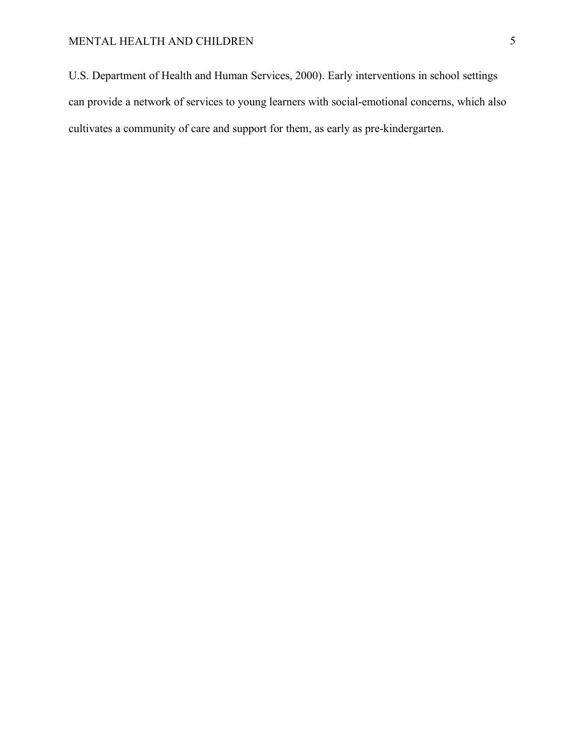U.S. Department of Health and Human Services, 2000). Early interventions in school settings can provide a network of services to young learners with social-emotional concerns, which also cultivates a community of care and support for them, as early as pre-kindergarten.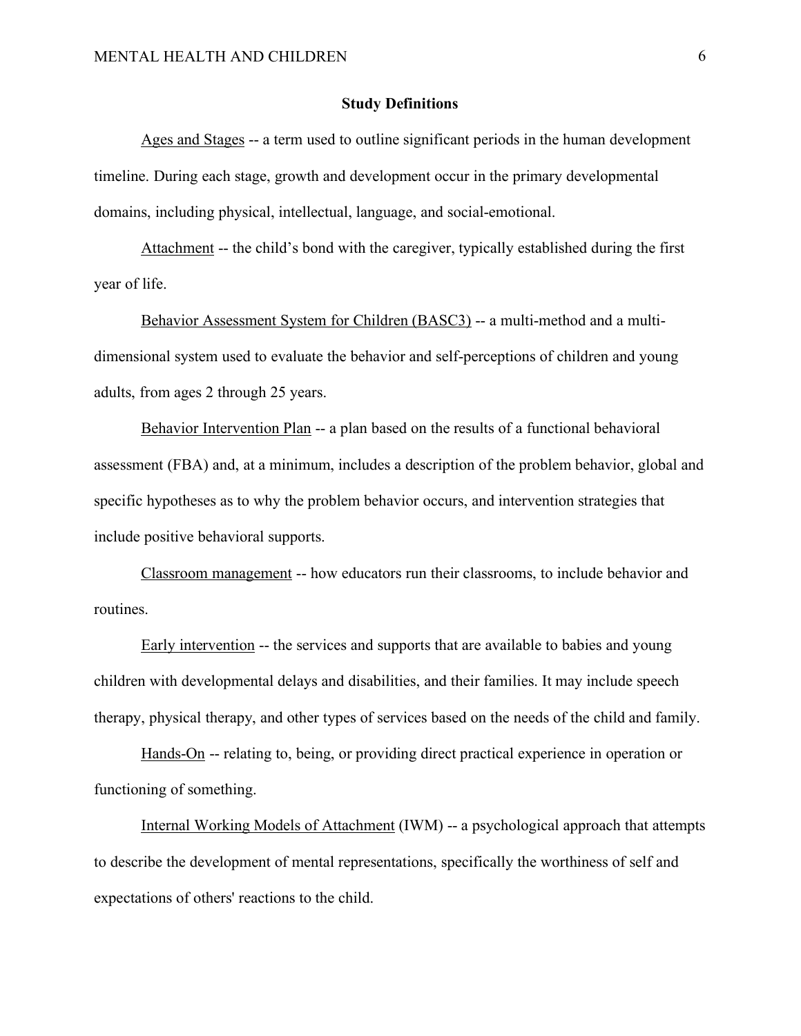## Study Definitions

Ages and Stages -- a term used to outline significant periods in the human development timeline. During each stage, growth and development occur in the primary developmental domains, including physical, intellectual, language, and social-emotional.

Attachment -- the child's bond with the caregiver, typically established during the first year of life.

Behavior Assessment System for Children (BASC3) -- a multi-method and a multi-dimensional system used to evaluate the behavior and self-perceptions of children and young adults, from ages 2 through 25 years.

Behavior Intervention Plan -- a plan based on the results of a functional behavioral assessment (FBA) and, at a minimum, includes a description of the problem behavior, global and specific hypotheses as to why the problem behavior occurs, and intervention strategies that include positive behavioral supports.

Classroom management -- how educators run their classrooms, to include behavior and routines.

Early intervention -- the services and supports that are available to babies and young children with developmental delays and disabilities, and their families. It may include speech therapy, physical therapy, and other types of services based on the needs of the child and family.

Hands-On -- relating to, being, or providing direct practical experience in operation or functioning of something.

Internal Working Models of Attachment (IWM) -- a psychological approach that attempts to describe the development of mental representations, specifically the worthiness of self and expectations of others' reactions to the child.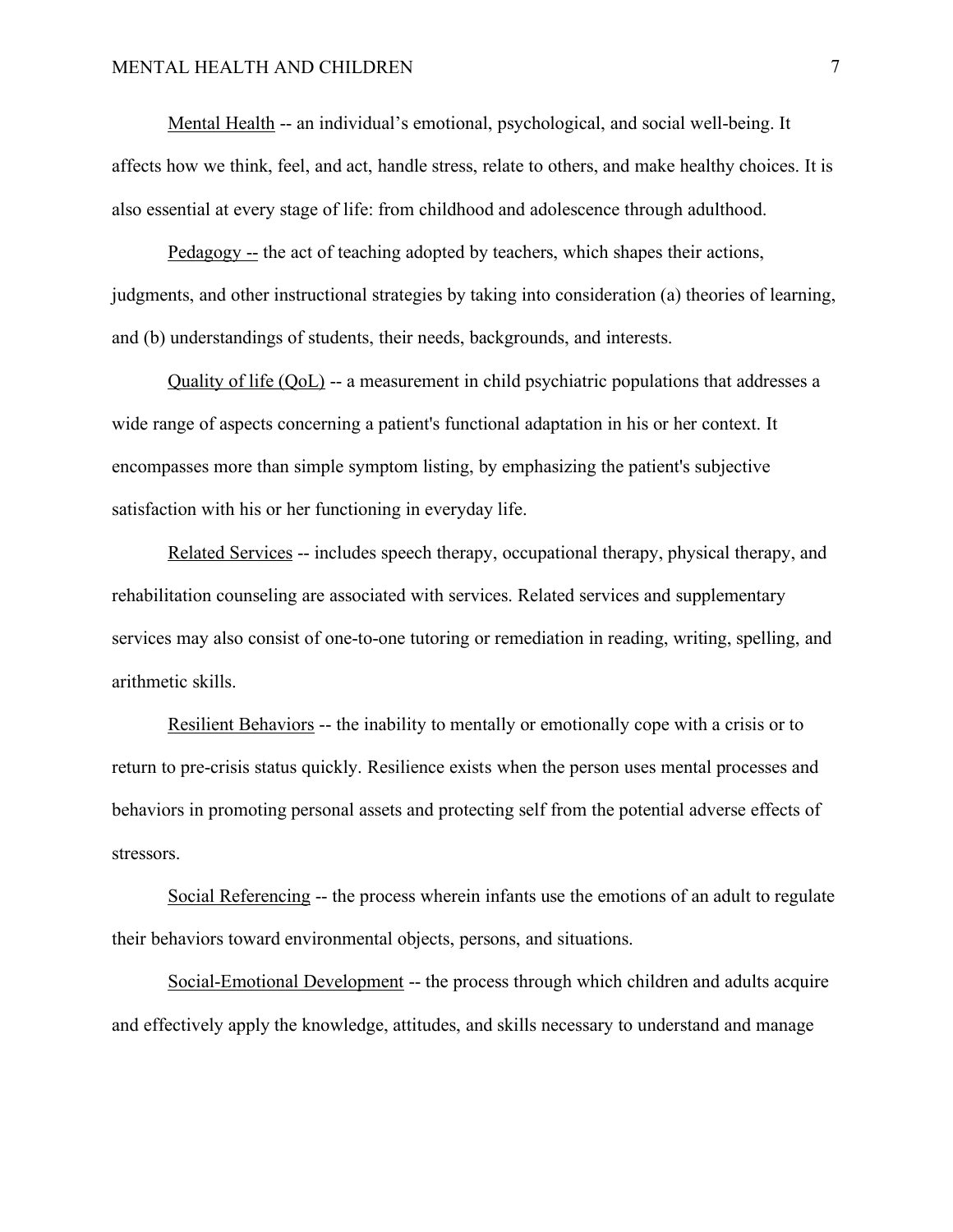Mental Health -- an individual’s emotional, psychological, and social well-being. It affects how we think, feel, and act, handle stress, relate to others, and make healthy choices. It is also essential at every stage of life: from childhood and adolescence through adulthood.

Pedagogy -- the act of teaching adopted by teachers, which shapes their actions, judgments, and other instructional strategies by taking into consideration (a) theories of learning, and (b) understandings of students, their needs, backgrounds, and interests.

Quality of life (QoL) -- a measurement in child psychiatric populations that addresses a wide range of aspects concerning a patient's functional adaptation in his or her context. It encompasses more than simple symptom listing, by emphasizing the patient's subjective satisfaction with his or her functioning in everyday life.

Related Services -- includes speech therapy, occupational therapy, physical therapy, and rehabilitation counseling are associated with services. Related services and supplementary services may also consist of one-to-one tutoring or remediation in reading, writing, spelling, and arithmetic skills.

Resilient Behaviors -- the inability to mentally or emotionally cope with a crisis or to return to pre-crisis status quickly. Resilience exists when the person uses mental processes and behaviors in promoting personal assets and protecting self from the potential adverse effects of stressors.

Social Referencing -- the process wherein infants use the emotions of an adult to regulate their behaviors toward environmental objects, persons, and situations.

Social-Emotional Development -- the process through which children and adults acquire and effectively apply the knowledge, attitudes, and skills necessary to understand and manage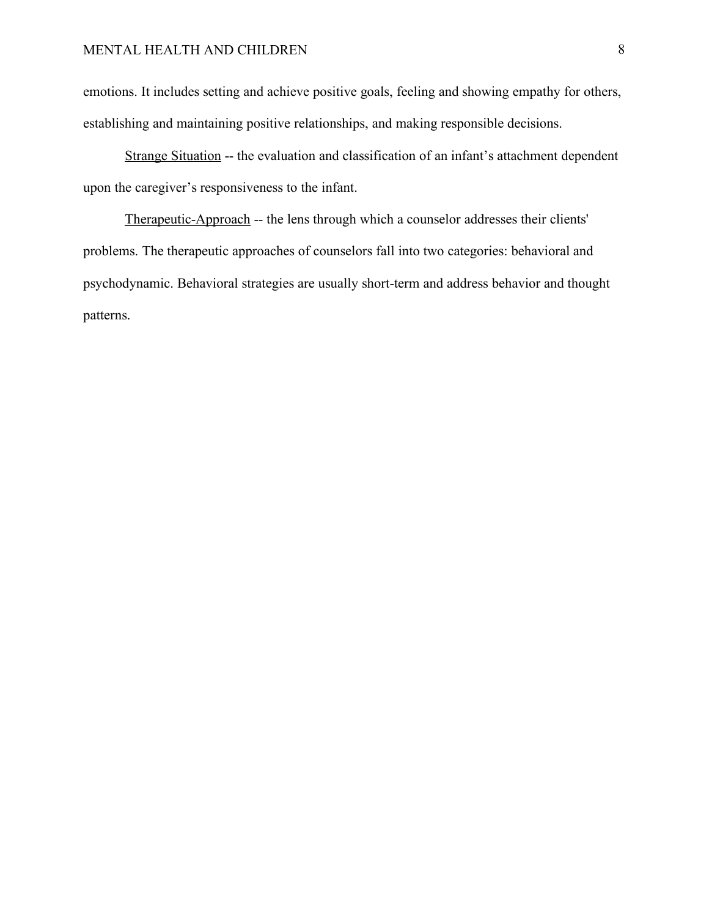emotions. It includes setting and achieve positive goals, feeling and showing empathy for others, establishing and maintaining positive relationships, and making responsible decisions.

<u>Strange Situation</u> -- the evaluation and classification of an infant's attachment dependent upon the caregiver's responsiveness to the infant.

<u>Therapeutic-Approach</u> -- the lens through which a counselor addresses their clients' problems. The therapeutic approaches of counselors fall into two categories: behavioral and psychodynamic. Behavioral strategies are usually short-term and address behavior and thought patterns.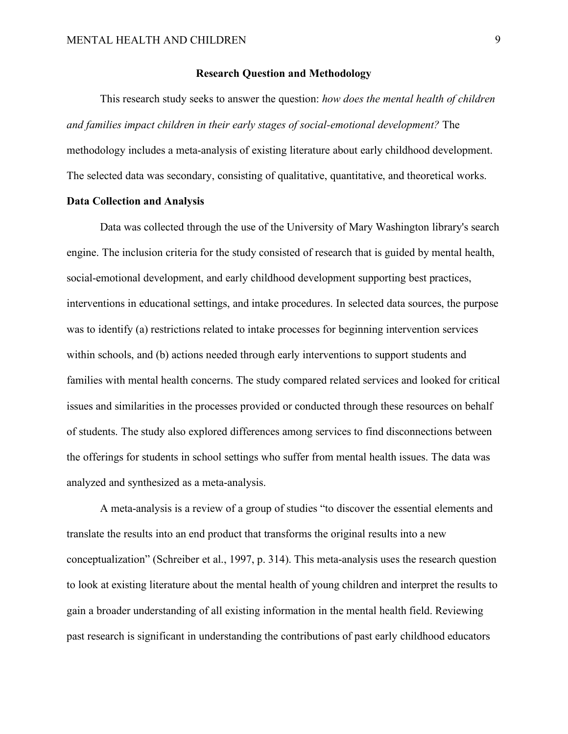## Research Question and Methodology

This research study seeks to answer the question: *how does the mental health of children and families impact children in their early stages of social-emotional development?* The methodology includes a meta-analysis of existing literature about early childhood development. The selected data was secondary, consisting of qualitative, quantitative, and theoretical works.

### Data Collection and Analysis

Data was collected through the use of the University of Mary Washington library's search engine. The inclusion criteria for the study consisted of research that is guided by mental health, social-emotional development, and early childhood development supporting best practices, interventions in educational settings, and intake procedures. In selected data sources, the purpose was to identify (a) restrictions related to intake processes for beginning intervention services within schools, and (b) actions needed through early interventions to support students and families with mental health concerns. The study compared related services and looked for critical issues and similarities in the processes provided or conducted through these resources on behalf of students. The study also explored differences among services to find disconnections between the offerings for students in school settings who suffer from mental health issues. The data was analyzed and synthesized as a meta-analysis.

A meta-analysis is a review of a group of studies "to discover the essential elements and translate the results into an end product that transforms the original results into a new conceptualization" (Schreiber et al., 1997, p. 314). This meta-analysis uses the research question to look at existing literature about the mental health of young children and interpret the results to gain a broader understanding of all existing information in the mental health field. Reviewing past research is significant in understanding the contributions of past early childhood educators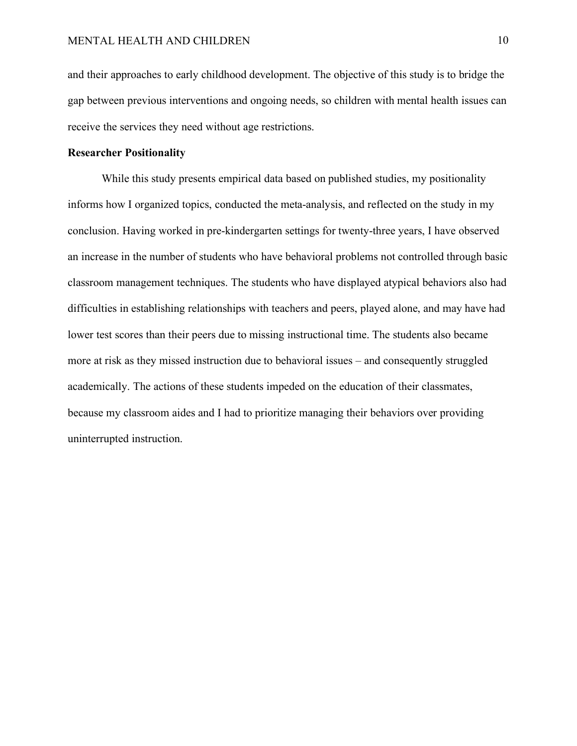and their approaches to early childhood development. The objective of this study is to bridge the gap between previous interventions and ongoing needs, so children with mental health issues can receive the services they need without age restrictions.

**Researcher Positionality**

While this study presents empirical data based on published studies, my positionality informs how I organized topics, conducted the meta-analysis, and reflected on the study in my conclusion. Having worked in pre-kindergarten settings for twenty-three years, I have observed an increase in the number of students who have behavioral problems not controlled through basic classroom management techniques. The students who have displayed atypical behaviors also had difficulties in establishing relationships with teachers and peers, played alone, and may have had lower test scores than their peers due to missing instructional time. The students also became more at risk as they missed instruction due to behavioral issues – and consequently struggled academically. The actions of these students impeded on the education of their classmates, because my classroom aides and I had to prioritize managing their behaviors over providing uninterrupted instruction.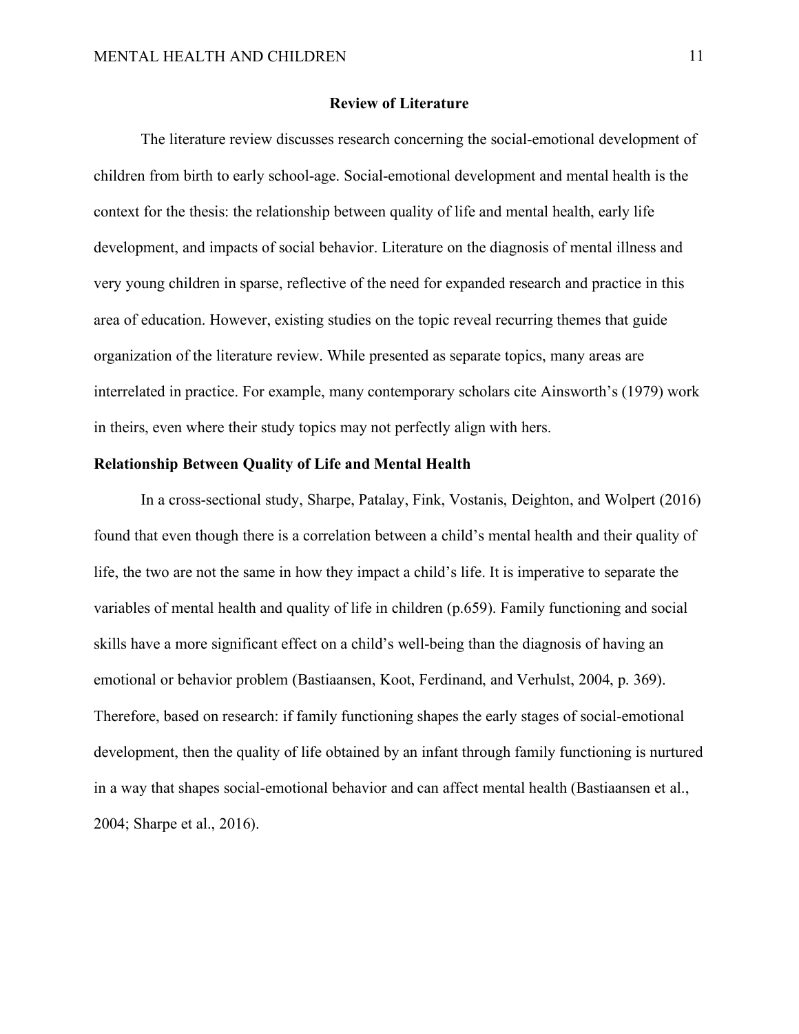# Review of Literature

The literature review discusses research concerning the social-emotional development of children from birth to early school-age. Social-emotional development and mental health is the context for the thesis: the relationship between quality of life and mental health, early life development, and impacts of social behavior. Literature on the diagnosis of mental illness and very young children in sparse, reflective of the need for expanded research and practice in this area of education. However, existing studies on the topic reveal recurring themes that guide organization of the literature review. While presented as separate topics, many areas are interrelated in practice. For example, many contemporary scholars cite Ainsworth's (1979) work in theirs, even where their study topics may not perfectly align with hers.

## Relationship Between Quality of Life and Mental Health

In a cross-sectional study, Sharpe, Patalay, Fink, Vostanis, Deighton, and Wolpert (2016) found that even though there is a correlation between a child's mental health and their quality of life, the two are not the same in how they impact a child's life. It is imperative to separate the variables of mental health and quality of life in children (p.659). Family functioning and social skills have a more significant effect on a child's well-being than the diagnosis of having an emotional or behavior problem (Bastiaansen, Koot, Ferdinand, and Verhulst, 2004, p. 369). Therefore, based on research: if family functioning shapes the early stages of social-emotional development, then the quality of life obtained by an infant through family functioning is nurtured in a way that shapes social-emotional behavior and can affect mental health (Bastiaansen et al., 2004; Sharpe et al., 2016).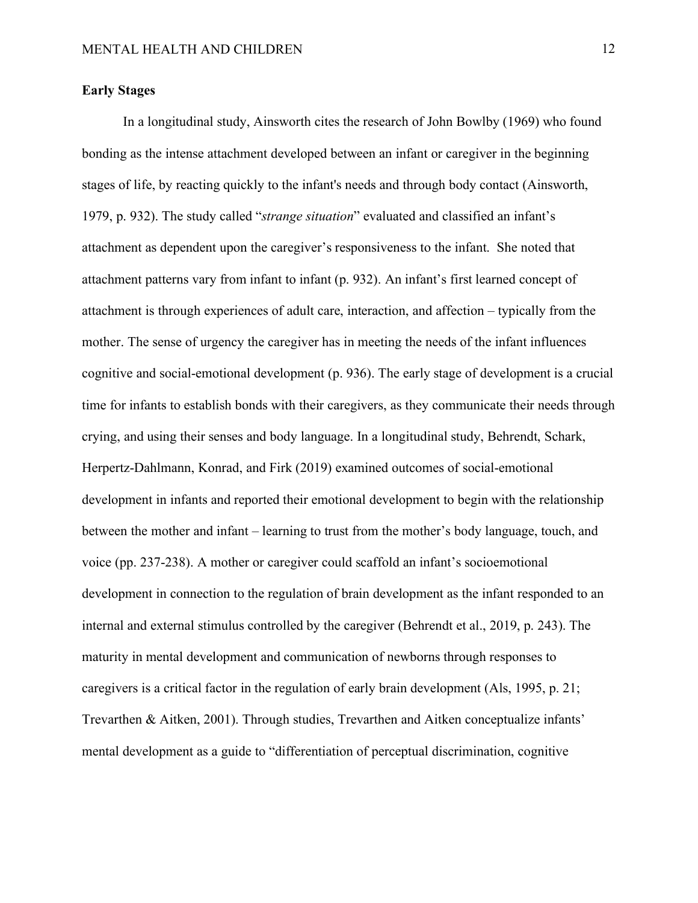**Early Stages**

In a longitudinal study, Ainsworth cites the research of John Bowlby (1969) who found bonding as the intense attachment developed between an infant or caregiver in the beginning stages of life, by reacting quickly to the infant's needs and through body contact (Ainsworth, 1979, p. 932). The study called "*strange situation*" evaluated and classified an infant's attachment as dependent upon the caregiver's responsiveness to the infant. She noted that attachment patterns vary from infant to infant (p. 932). An infant's first learned concept of attachment is through experiences of adult care, interaction, and affection – typically from the mother. The sense of urgency the caregiver has in meeting the needs of the infant influences cognitive and social-emotional development (p. 936). The early stage of development is a crucial time for infants to establish bonds with their caregivers, as they communicate their needs through crying, and using their senses and body language. In a longitudinal study, Behrendt, Schark, Herpertz-Dahlmann, Konrad, and Firk (2019) examined outcomes of social-emotional development in infants and reported their emotional development to begin with the relationship between the mother and infant – learning to trust from the mother's body language, touch, and voice (pp. 237-238). A mother or caregiver could scaffold an infant's socioemotional development in connection to the regulation of brain development as the infant responded to an internal and external stimulus controlled by the caregiver (Behrendt et al., 2019, p. 243). The maturity in mental development and communication of newborns through responses to caregivers is a critical factor in the regulation of early brain development (Als, 1995, p. 21; Trevarthen & Aitken, 2001). Through studies, Trevarthen and Aitken conceptualize infants' mental development as a guide to "differentiation of perceptual discrimination, cognitive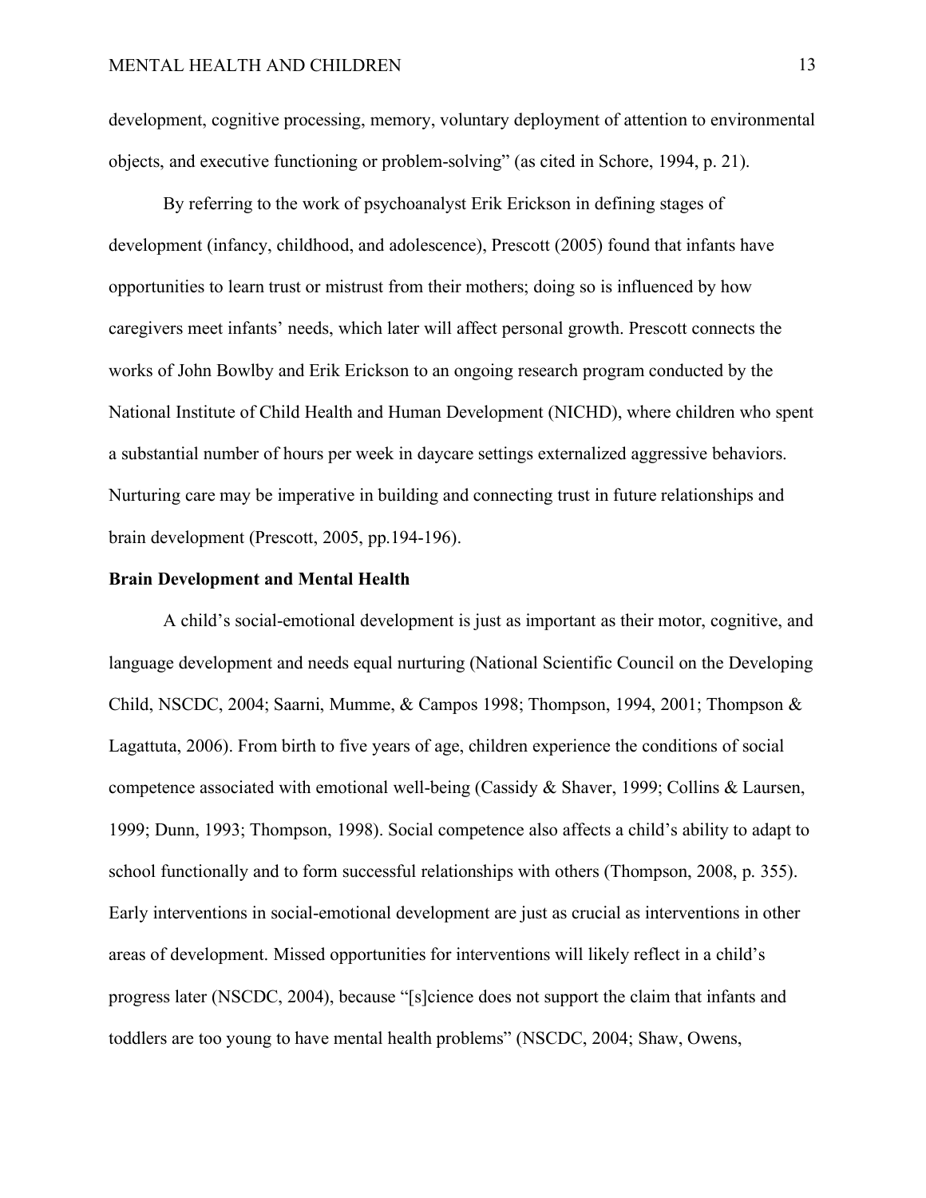development, cognitive processing, memory, voluntary deployment of attention to environmental objects, and executive functioning or problem-solving" (as cited in Schore, 1994, p. 21).

By referring to the work of psychoanalyst Erik Erickson in defining stages of development (infancy, childhood, and adolescence), Prescott (2005) found that infants have opportunities to learn trust or mistrust from their mothers; doing so is influenced by how caregivers meet infants' needs, which later will affect personal growth. Prescott connects the works of John Bowlby and Erik Erickson to an ongoing research program conducted by the National Institute of Child Health and Human Development (NICHD), where children who spent a substantial number of hours per week in daycare settings externalized aggressive behaviors. Nurturing care may be imperative in building and connecting trust in future relationships and brain development (Prescott, 2005, pp.194-196).

**Brain Development and Mental Health**

A child's social-emotional development is just as important as their motor, cognitive, and language development and needs equal nurturing (National Scientific Council on the Developing Child, NSCDC, 2004; Saarni, Mumme, & Campos 1998; Thompson, 1994, 2001; Thompson & Lagattuta, 2006). From birth to five years of age, children experience the conditions of social competence associated with emotional well-being (Cassidy & Shaver, 1999; Collins & Laursen, 1999; Dunn, 1993; Thompson, 1998). Social competence also affects a child's ability to adapt to school functionally and to form successful relationships with others (Thompson, 2008, p. 355). Early interventions in social-emotional development are just as crucial as interventions in other areas of development. Missed opportunities for interventions will likely reflect in a child's progress later (NSCDC, 2004), because "[s]cience does not support the claim that infants and toddlers are too young to have mental health problems" (NSCDC, 2004; Shaw, Owens,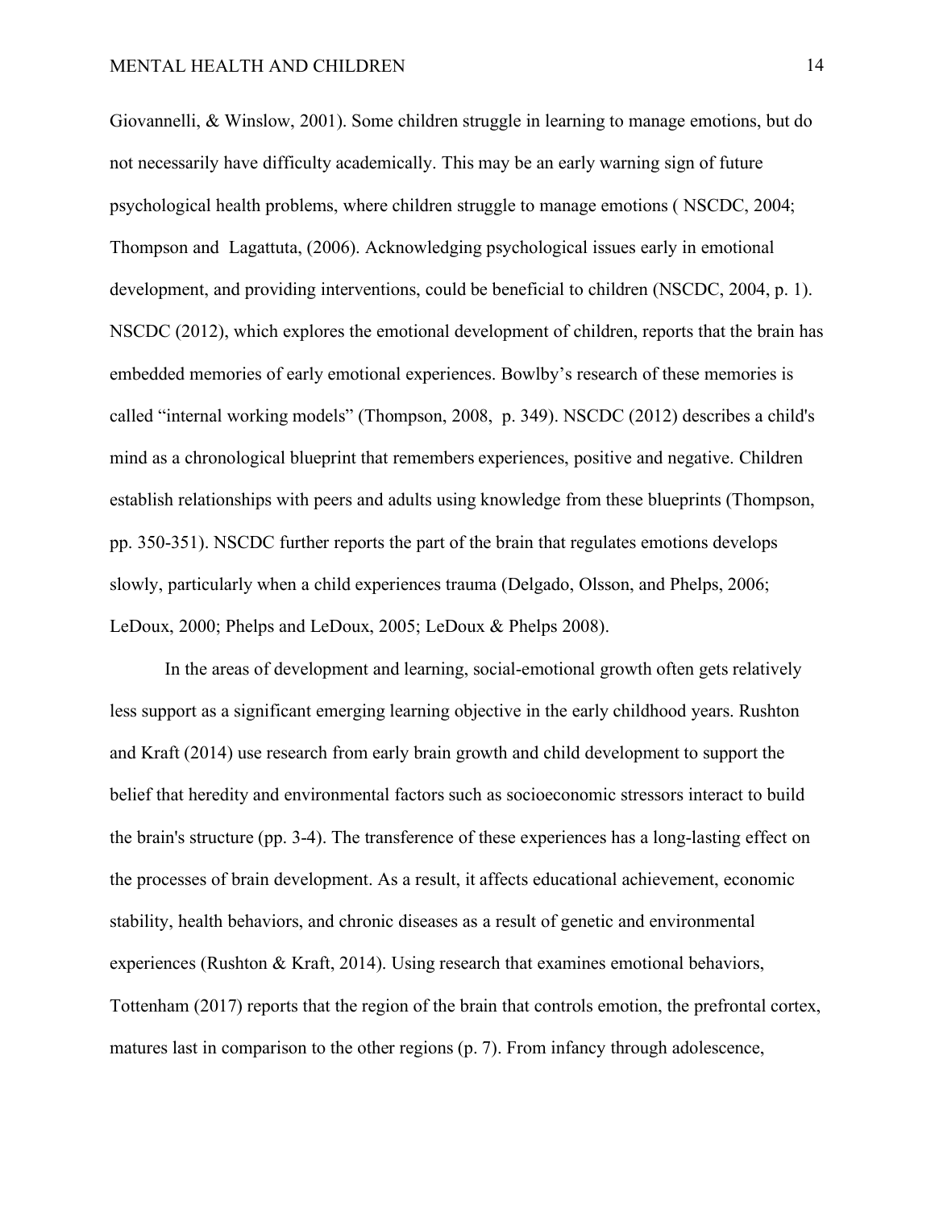Giovannelli, & Winslow, 2001). Some children struggle in learning to manage emotions, but do not necessarily have difficulty academically. This may be an early warning sign of future psychological health problems, where children struggle to manage emotions ( NSCDC, 2004; Thompson and  Lagattuta, (2006). Acknowledging psychological issues early in emotional development, and providing interventions, could be beneficial to children (NSCDC, 2004, p. 1). NSCDC (2012), which explores the emotional development of children, reports that the brain has embedded memories of early emotional experiences. Bowlby's research of these memories is called "internal working models" (Thompson, 2008,  p. 349). NSCDC (2012) describes a child's mind as a chronological blueprint that remembers experiences, positive and negative. Children establish relationships with peers and adults using knowledge from these blueprints (Thompson, pp. 350-351). NSCDC further reports the part of the brain that regulates emotions develops slowly, particularly when a child experiences trauma (Delgado, Olsson, and Phelps, 2006; LeDoux, 2000; Phelps and LeDoux, 2005; LeDoux & Phelps 2008).

In the areas of development and learning, social-emotional growth often gets relatively less support as a significant emerging learning objective in the early childhood years. Rushton and Kraft (2014) use research from early brain growth and child development to support the belief that heredity and environmental factors such as socioeconomic stressors interact to build the brain's structure (pp. 3-4). The transference of these experiences has a long-lasting effect on the processes of brain development. As a result, it affects educational achievement, economic stability, health behaviors, and chronic diseases as a result of genetic and environmental experiences (Rushton & Kraft, 2014). Using research that examines emotional behaviors, Tottenham (2017) reports that the region of the brain that controls emotion, the prefrontal cortex, matures last in comparison to the other regions (p. 7). From infancy through adolescence,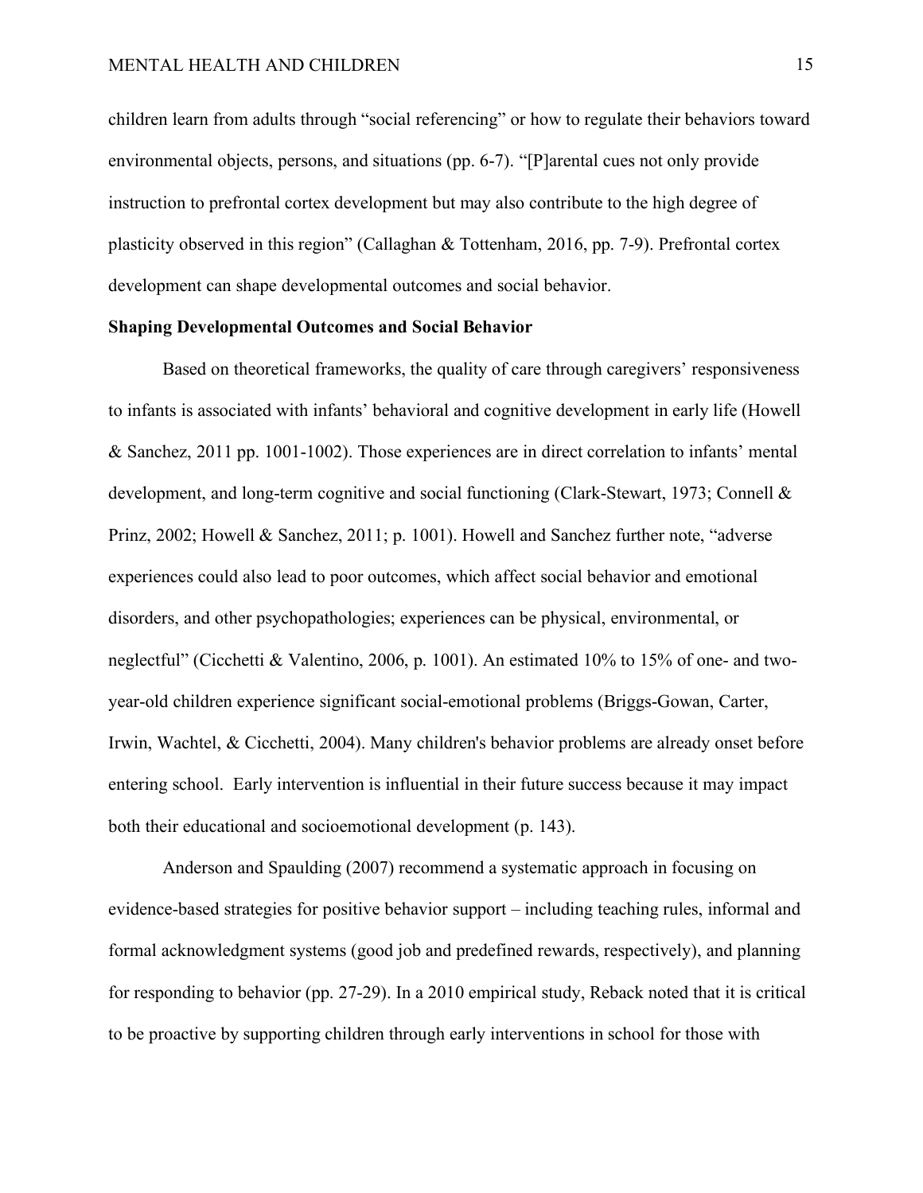children learn from adults through "social referencing" or how to regulate their behaviors toward environmental objects, persons, and situations (pp. 6-7). "[P]arental cues not only provide instruction to prefrontal cortex development but may also contribute to the high degree of plasticity observed in this region" (Callaghan & Tottenham, 2016, pp. 7-9). Prefrontal cortex development can shape developmental outcomes and social behavior.

**Shaping Developmental Outcomes and Social Behavior**

Based on theoretical frameworks, the quality of care through caregivers' responsiveness to infants is associated with infants' behavioral and cognitive development in early life (Howell & Sanchez, 2011 pp. 1001-1002). Those experiences are in direct correlation to infants' mental development, and long-term cognitive and social functioning (Clark-Stewart, 1973; Connell & Prinz, 2002; Howell & Sanchez, 2011; p. 1001). Howell and Sanchez further note, "adverse experiences could also lead to poor outcomes, which affect social behavior and emotional disorders, and other psychopathologies; experiences can be physical, environmental, or neglectful" (Cicchetti & Valentino, 2006, p. 1001). An estimated 10% to 15% of one- and two-year-old children experience significant social-emotional problems (Briggs-Gowan, Carter, Irwin, Wachtel, & Cicchetti, 2004). Many children's behavior problems are already onset before entering school. Early intervention is influential in their future success because it may impact both their educational and socioemotional development (p. 143).

Anderson and Spaulding (2007) recommend a systematic approach in focusing on evidence-based strategies for positive behavior support – including teaching rules, informal and formal acknowledgment systems (good job and predefined rewards, respectively), and planning for responding to behavior (pp. 27-29). In a 2010 empirical study, Reback noted that it is critical to be proactive by supporting children through early interventions in school for those with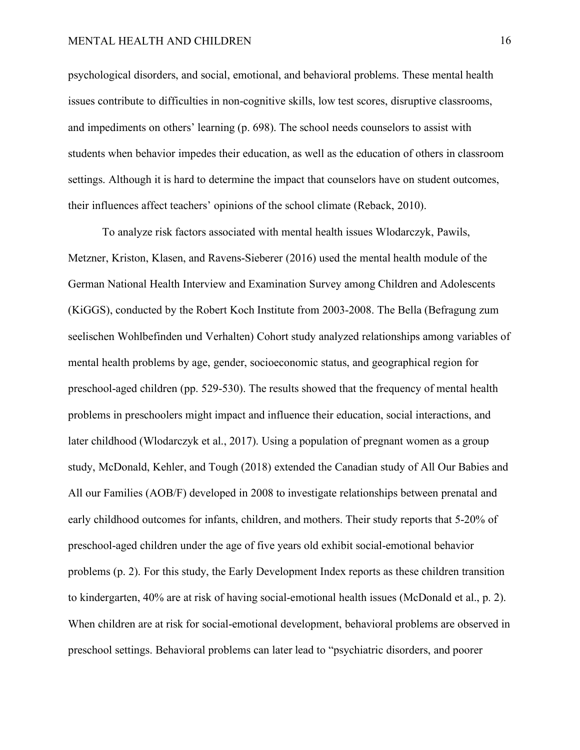psychological disorders, and social, emotional, and behavioral problems. These mental health issues contribute to difficulties in non-cognitive skills, low test scores, disruptive classrooms, and impediments on others' learning (p. 698). The school needs counselors to assist with students when behavior impedes their education, as well as the education of others in classroom settings. Although it is hard to determine the impact that counselors have on student outcomes, their influences affect teachers' opinions of the school climate (Reback, 2010).

To analyze risk factors associated with mental health issues Wlodarczyk, Pawils, Metzner, Kriston, Klasen, and Ravens-Sieberer (2016) used the mental health module of the German National Health Interview and Examination Survey among Children and Adolescents (KiGGS), conducted by the Robert Koch Institute from 2003-2008. The Bella (Befragung zum seelischen Wohlbefinden und Verhalten) Cohort study analyzed relationships among variables of mental health problems by age, gender, socioeconomic status, and geographical region for preschool-aged children (pp. 529-530). The results showed that the frequency of mental health problems in preschoolers might impact and influence their education, social interactions, and later childhood (Wlodarczyk et al., 2017). Using a population of pregnant women as a group study, McDonald, Kehler, and Tough (2018) extended the Canadian study of All Our Babies and All our Families (AOB/F) developed in 2008 to investigate relationships between prenatal and early childhood outcomes for infants, children, and mothers. Their study reports that 5-20% of preschool-aged children under the age of five years old exhibit social-emotional behavior problems (p. 2). For this study, the Early Development Index reports as these children transition to kindergarten, 40% are at risk of having social-emotional health issues (McDonald et al., p. 2). When children are at risk for social-emotional development, behavioral problems are observed in preschool settings. Behavioral problems can later lead to "psychiatric disorders, and poorer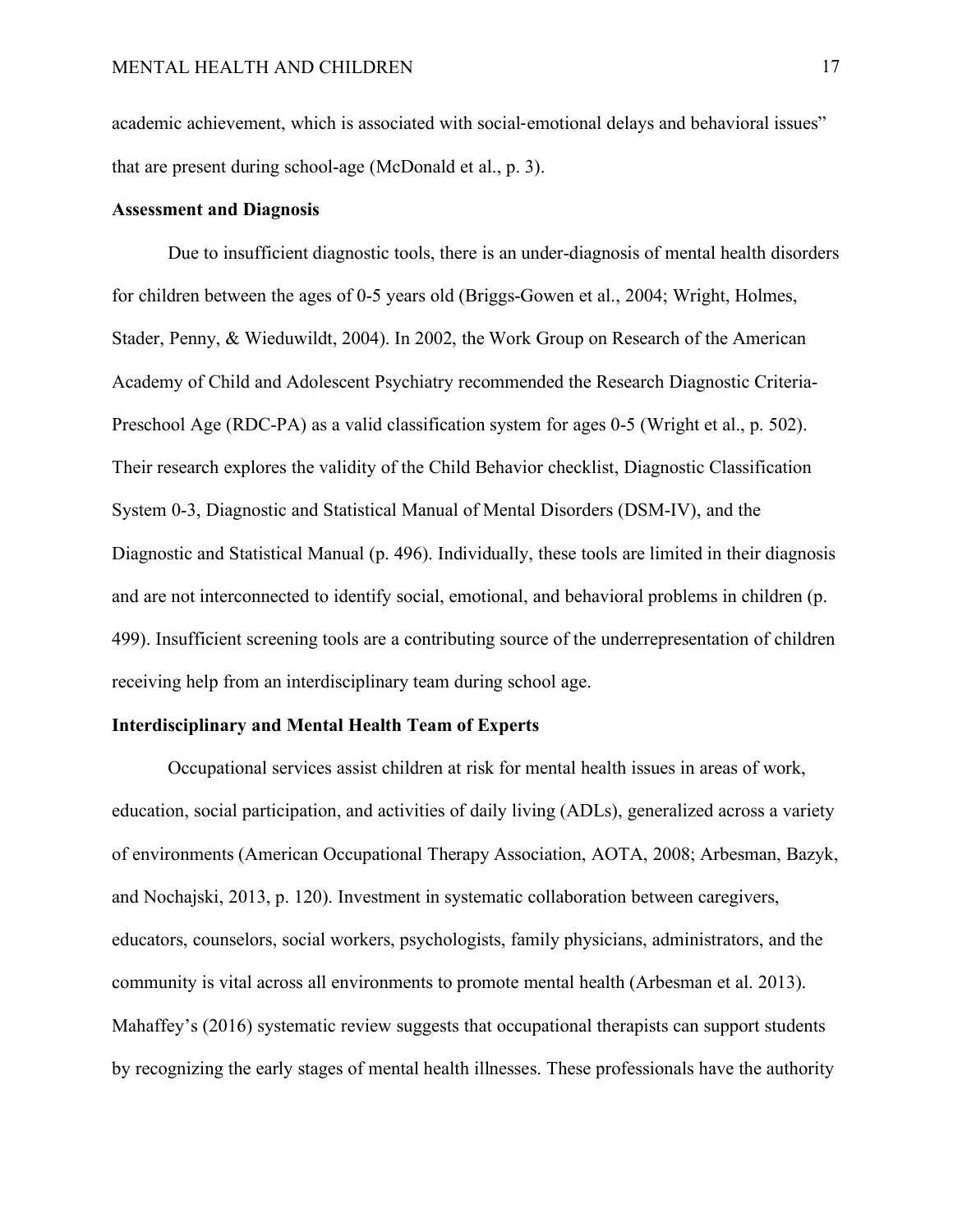academic achievement, which is associated with social-emotional delays and behavioral issues" that are present during school-age (McDonald et al., p. 3).

**Assessment and Diagnosis**

Due to insufficient diagnostic tools, there is an under-diagnosis of mental health disorders for children between the ages of 0-5 years old (Briggs-Gowen et al., 2004; Wright, Holmes, Stader, Penny, & Wieduwildt, 2004). In 2002, the Work Group on Research of the American Academy of Child and Adolescent Psychiatry recommended the Research Diagnostic Criteria-Preschool Age (RDC-PA) as a valid classification system for ages 0-5 (Wright et al., p. 502). Their research explores the validity of the Child Behavior checklist, Diagnostic Classification System 0-3, Diagnostic and Statistical Manual of Mental Disorders (DSM-IV), and the Diagnostic and Statistical Manual (p. 496). Individually, these tools are limited in their diagnosis and are not interconnected to identify social, emotional, and behavioral problems in children (p. 499). Insufficient screening tools are a contributing source of the underrepresentation of children receiving help from an interdisciplinary team during school age.

**Interdisciplinary and Mental Health Team of Experts**

Occupational services assist children at risk for mental health issues in areas of work, education, social participation, and activities of daily living (ADLs), generalized across a variety of environments (American Occupational Therapy Association, AOTA, 2008; Arbesman, Bazyk, and Nochajski, 2013, p. 120). Investment in systematic collaboration between caregivers, educators, counselors, social workers, psychologists, family physicians, administrators, and the community is vital across all environments to promote mental health (Arbesman et al. 2013). Mahaffey's (2016) systematic review suggests that occupational therapists can support students by recognizing the early stages of mental health illnesses. These professionals have the authority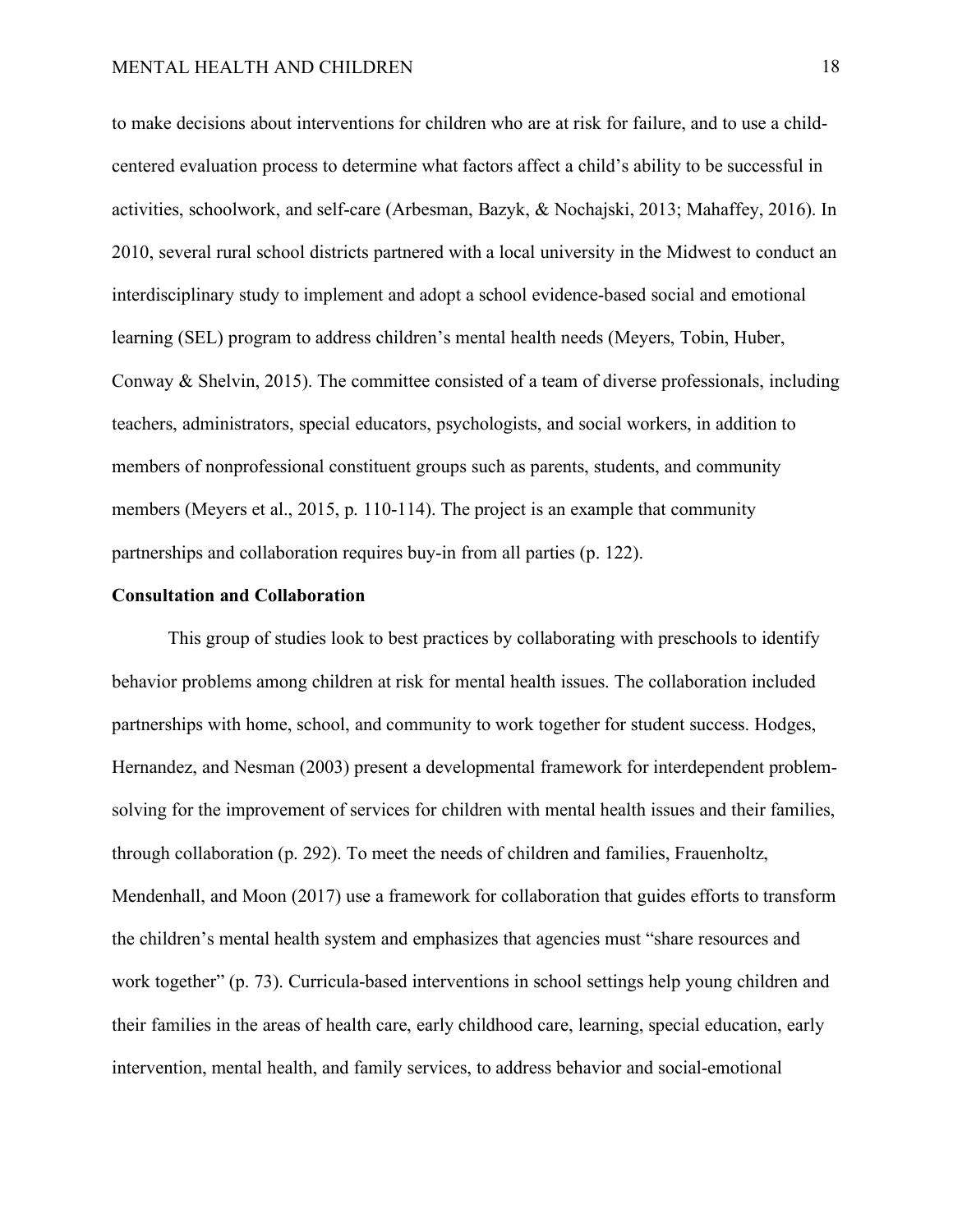to make decisions about interventions for children who are at risk for failure, and to use a child-centered evaluation process to determine what factors affect a child's ability to be successful in activities, schoolwork, and self-care (Arbesman, Bazyk, & Nochajski, 2013; Mahaffey, 2016). In 2010, several rural school districts partnered with a local university in the Midwest to conduct an interdisciplinary study to implement and adopt a school evidence-based social and emotional learning (SEL) program to address children's mental health needs (Meyers, Tobin, Huber, Conway & Shelvin, 2015). The committee consisted of a team of diverse professionals, including teachers, administrators, special educators, psychologists, and social workers, in addition to members of nonprofessional constituent groups such as parents, students, and community members (Meyers et al., 2015, p. 110-114). The project is an example that community partnerships and collaboration requires buy-in from all parties (p. 122).

**Consultation and Collaboration**

This group of studies look to best practices by collaborating with preschools to identify behavior problems among children at risk for mental health issues. The collaboration included partnerships with home, school, and community to work together for student success. Hodges, Hernandez, and Nesman (2003) present a developmental framework for interdependent problem-solving for the improvement of services for children with mental health issues and their families, through collaboration (p. 292). To meet the needs of children and families, Frauenholtz, Mendenhall, and Moon (2017) use a framework for collaboration that guides efforts to transform the children's mental health system and emphasizes that agencies must "share resources and work together" (p. 73). Curricula-based interventions in school settings help young children and their families in the areas of health care, early childhood care, learning, special education, early intervention, mental health, and family services, to address behavior and social-emotional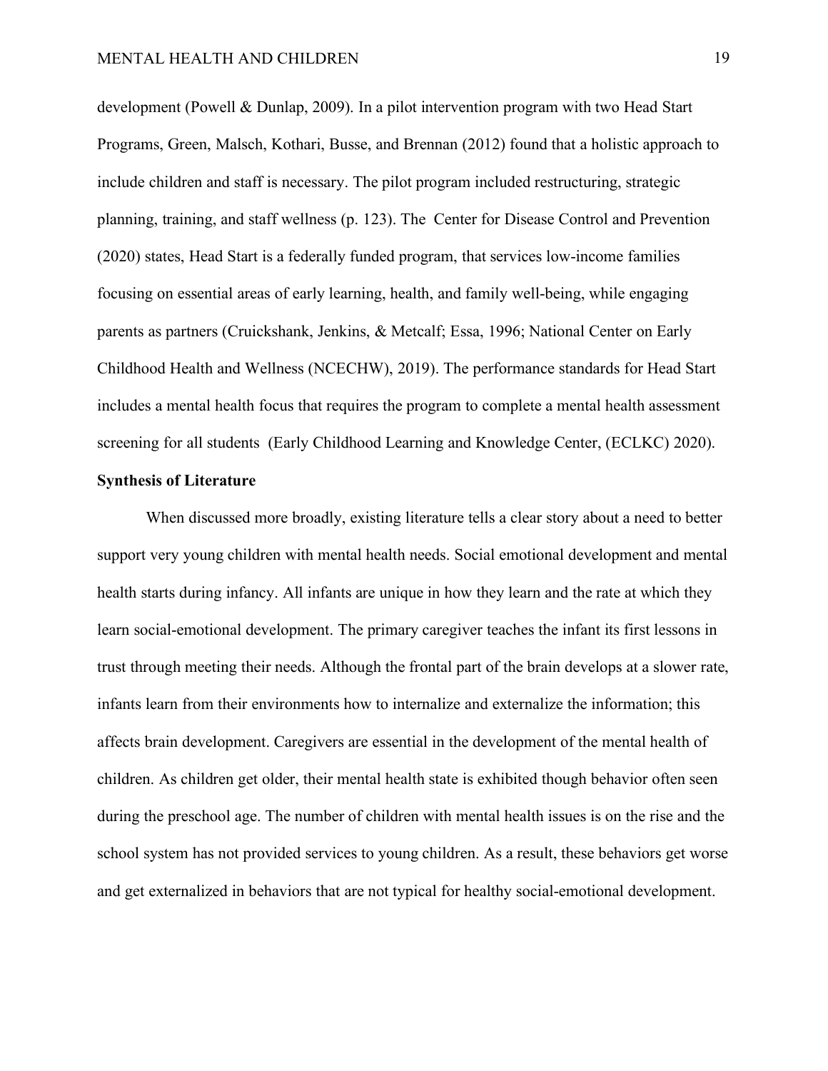development (Powell & Dunlap, 2009). In a pilot intervention program with two Head Start Programs, Green, Malsch, Kothari, Busse, and Brennan (2012) found that a holistic approach to include children and staff is necessary. The pilot program included restructuring, strategic planning, training, and staff wellness (p. 123). The Center for Disease Control and Prevention (2020) states, Head Start is a federally funded program, that services low-income families focusing on essential areas of early learning, health, and family well-being, while engaging parents as partners (Cruickshank, Jenkins, & Metcalf; Essa, 1996; National Center on Early Childhood Health and Wellness (NCECHW), 2019). The performance standards for Head Start includes a mental health focus that requires the program to complete a mental health assessment screening for all students (Early Childhood Learning and Knowledge Center, (ECLKC) 2020).

**Synthesis of Literature**

When discussed more broadly, existing literature tells a clear story about a need to better support very young children with mental health needs. Social emotional development and mental health starts during infancy. All infants are unique in how they learn and the rate at which they learn social-emotional development. The primary caregiver teaches the infant its first lessons in trust through meeting their needs. Although the frontal part of the brain develops at a slower rate, infants learn from their environments how to internalize and externalize the information; this affects brain development. Caregivers are essential in the development of the mental health of children. As children get older, their mental health state is exhibited though behavior often seen during the preschool age. The number of children with mental health issues is on the rise and the school system has not provided services to young children. As a result, these behaviors get worse and get externalized in behaviors that are not typical for healthy social-emotional development.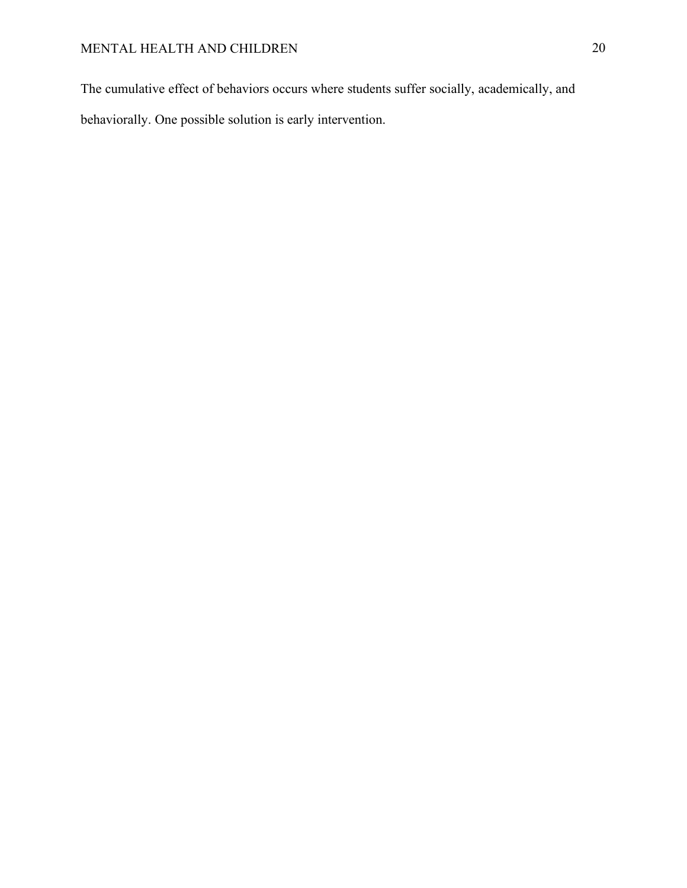The cumulative effect of behaviors occurs where students suffer socially, academically, and behaviorally. One possible solution is early intervention.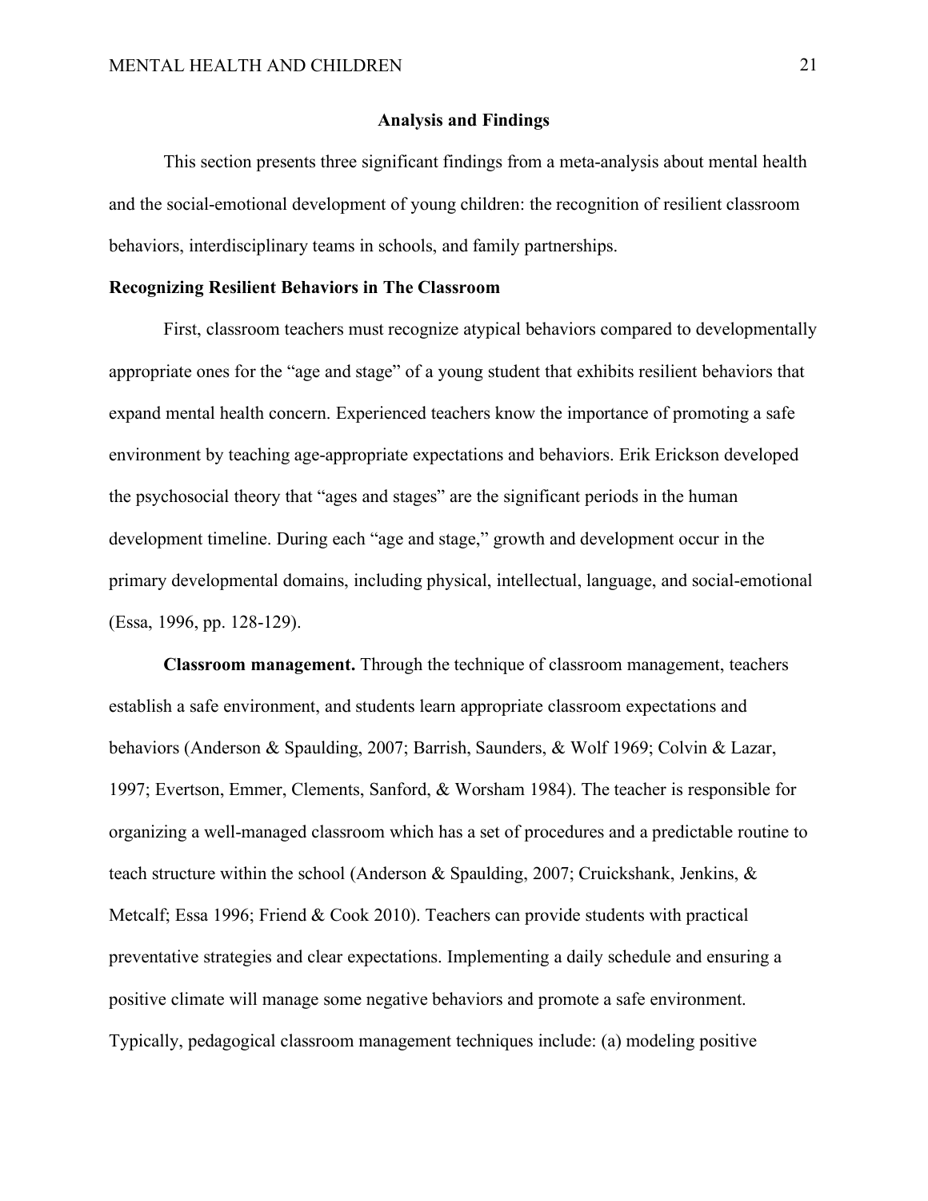## Analysis and Findings

This section presents three significant findings from a meta-analysis about mental health and the social-emotional development of young children: the recognition of resilient classroom behaviors, interdisciplinary teams in schools, and family partnerships.

### Recognizing Resilient Behaviors in The Classroom

First, classroom teachers must recognize atypical behaviors compared to developmentally appropriate ones for the "age and stage" of a young student that exhibits resilient behaviors that expand mental health concern. Experienced teachers know the importance of promoting a safe environment by teaching age-appropriate expectations and behaviors. Erik Erickson developed the psychosocial theory that "ages and stages" are the significant periods in the human development timeline. During each "age and stage," growth and development occur in the primary developmental domains, including physical, intellectual, language, and social-emotional (Essa, 1996, pp. 128-129).

**Classroom management.** Through the technique of classroom management, teachers establish a safe environment, and students learn appropriate classroom expectations and behaviors (Anderson & Spaulding, 2007; Barrish, Saunders, & Wolf 1969; Colvin & Lazar, 1997; Evertson, Emmer, Clements, Sanford, & Worsham 1984). The teacher is responsible for organizing a well-managed classroom which has a set of procedures and a predictable routine to teach structure within the school (Anderson & Spaulding, 2007; Cruickshank, Jenkins, & Metcalf; Essa 1996; Friend & Cook 2010). Teachers can provide students with practical preventative strategies and clear expectations. Implementing a daily schedule and ensuring a positive climate will manage some negative behaviors and promote a safe environment. Typically, pedagogical classroom management techniques include: (a) modeling positive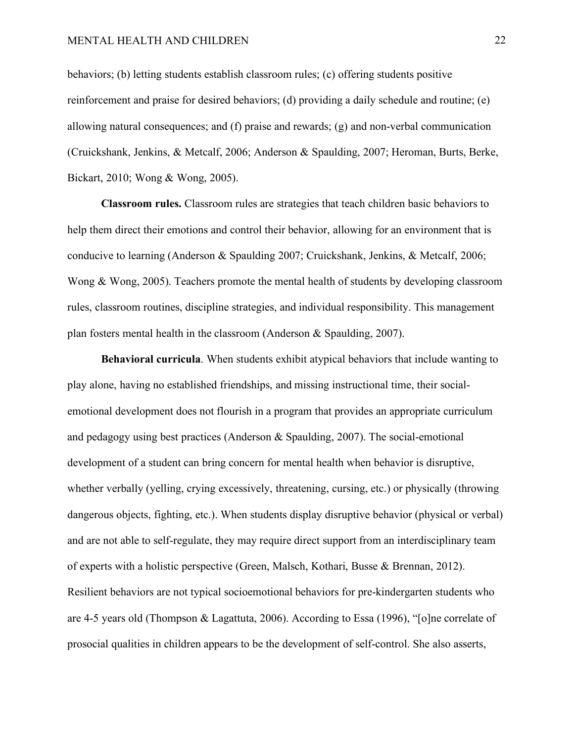behaviors; (b) letting students establish classroom rules; (c) offering students positive reinforcement and praise for desired behaviors; (d) providing a daily schedule and routine; (e) allowing natural consequences; and (f) praise and rewards; (g) and non-verbal communication (Cruickshank, Jenkins, & Metcalf, 2006; Anderson & Spaulding, 2007; Heroman, Burts, Berke, Bickart, 2010; Wong & Wong, 2005).

**Classroom rules.** Classroom rules are strategies that teach children basic behaviors to help them direct their emotions and control their behavior, allowing for an environment that is conducive to learning (Anderson & Spaulding 2007; Cruickshank, Jenkins, & Metcalf, 2006; Wong & Wong, 2005). Teachers promote the mental health of students by developing classroom rules, classroom routines, discipline strategies, and individual responsibility. This management plan fosters mental health in the classroom (Anderson & Spaulding, 2007).

**Behavioral curricula**. When students exhibit atypical behaviors that include wanting to play alone, having no established friendships, and missing instructional time, their social-emotional development does not flourish in a program that provides an appropriate curriculum and pedagogy using best practices (Anderson & Spaulding, 2007). The social-emotional development of a student can bring concern for mental health when behavior is disruptive, whether verbally (yelling, crying excessively, threatening, cursing, etc.) or physically (throwing dangerous objects, fighting, etc.). When students display disruptive behavior (physical or verbal) and are not able to self-regulate, they may require direct support from an interdisciplinary team of experts with a holistic perspective (Green, Malsch, Kothari, Busse & Brennan, 2012). Resilient behaviors are not typical socioemotional behaviors for pre-kindergarten students who are 4-5 years old (Thompson & Lagattuta, 2006). According to Essa (1996), "[o]ne correlate of prosocial qualities in children appears to be the development of self-control. She also asserts,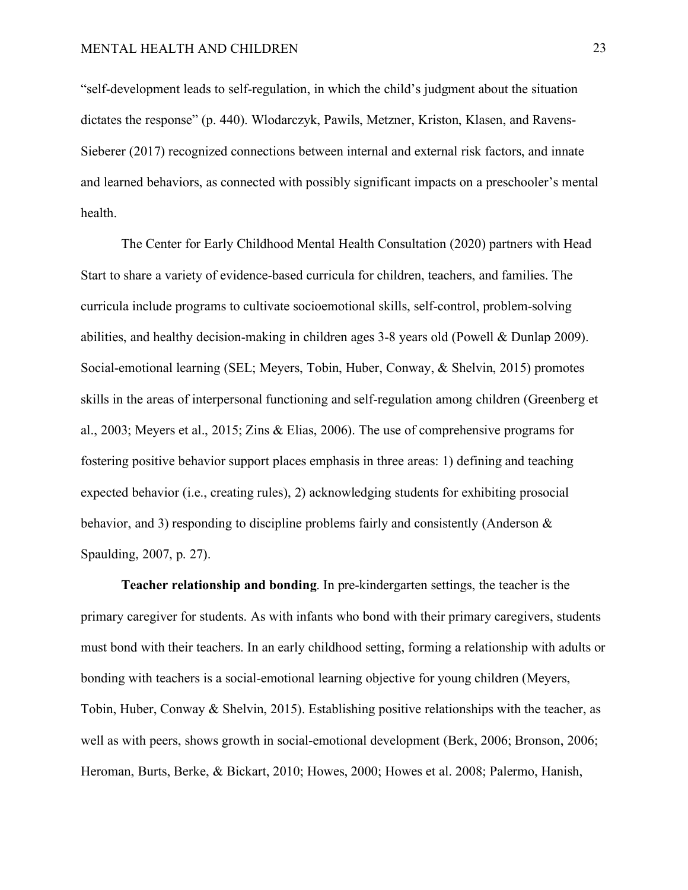"self-development leads to self-regulation, in which the child's judgment about the situation dictates the response" (p. 440). Wlodarczyk, Pawils, Metzner, Kriston, Klasen, and Ravens-Sieberer (2017) recognized connections between internal and external risk factors, and innate and learned behaviors, as connected with possibly significant impacts on a preschooler's mental health.

The Center for Early Childhood Mental Health Consultation (2020) partners with Head Start to share a variety of evidence-based curricula for children, teachers, and families. The curricula include programs to cultivate socioemotional skills, self-control, problem-solving abilities, and healthy decision-making in children ages 3-8 years old (Powell & Dunlap 2009). Social-emotional learning (SEL; Meyers, Tobin, Huber, Conway, & Shelvin, 2015) promotes skills in the areas of interpersonal functioning and self-regulation among children (Greenberg et al., 2003; Meyers et al., 2015; Zins & Elias, 2006). The use of comprehensive programs for fostering positive behavior support places emphasis in three areas: 1) defining and teaching expected behavior (i.e., creating rules), 2) acknowledging students for exhibiting prosocial behavior, and 3) responding to discipline problems fairly and consistently (Anderson & Spaulding, 2007, p. 27).

**Teacher relationship and bonding**. In pre-kindergarten settings, the teacher is the primary caregiver for students. As with infants who bond with their primary caregivers, students must bond with their teachers. In an early childhood setting, forming a relationship with adults or bonding with teachers is a social-emotional learning objective for young children (Meyers, Tobin, Huber, Conway & Shelvin, 2015). Establishing positive relationships with the teacher, as well as with peers, shows growth in social-emotional development (Berk, 2006; Bronson, 2006; Heroman, Burts, Berke, & Bickart, 2010; Howes, 2000; Howes et al. 2008; Palermo, Hanish,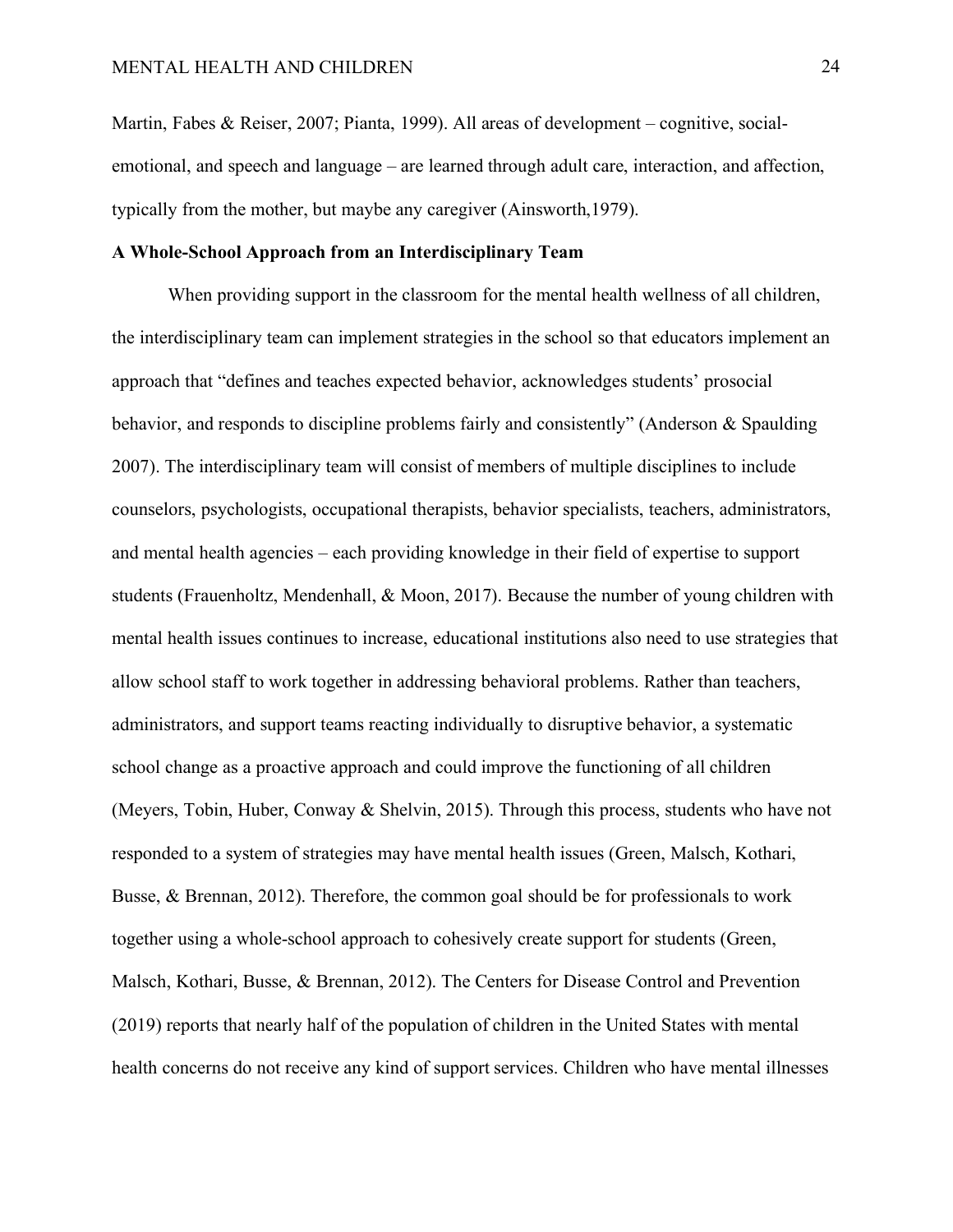Martin, Fabes & Reiser, 2007; Pianta, 1999). All areas of development – cognitive, social-emotional, and speech and language – are learned through adult care, interaction, and affection, typically from the mother, but maybe any caregiver (Ainsworth,1979).

**A Whole-School Approach from an Interdisciplinary Team**

When providing support in the classroom for the mental health wellness of all children, the interdisciplinary team can implement strategies in the school so that educators implement an approach that "defines and teaches expected behavior, acknowledges students' prosocial behavior, and responds to discipline problems fairly and consistently" (Anderson & Spaulding 2007). The interdisciplinary team will consist of members of multiple disciplines to include counselors, psychologists, occupational therapists, behavior specialists, teachers, administrators, and mental health agencies – each providing knowledge in their field of expertise to support students (Frauenholtz, Mendenhall, & Moon, 2017). Because the number of young children with mental health issues continues to increase, educational institutions also need to use strategies that allow school staff to work together in addressing behavioral problems. Rather than teachers, administrators, and support teams reacting individually to disruptive behavior, a systematic school change as a proactive approach and could improve the functioning of all children (Meyers, Tobin, Huber, Conway & Shelvin, 2015). Through this process, students who have not responded to a system of strategies may have mental health issues (Green, Malsch, Kothari, Busse, & Brennan, 2012). Therefore, the common goal should be for professionals to work together using a whole-school approach to cohesively create support for students (Green, Malsch, Kothari, Busse, & Brennan, 2012). The Centers for Disease Control and Prevention (2019) reports that nearly half of the population of children in the United States with mental health concerns do not receive any kind of support services. Children who have mental illnesses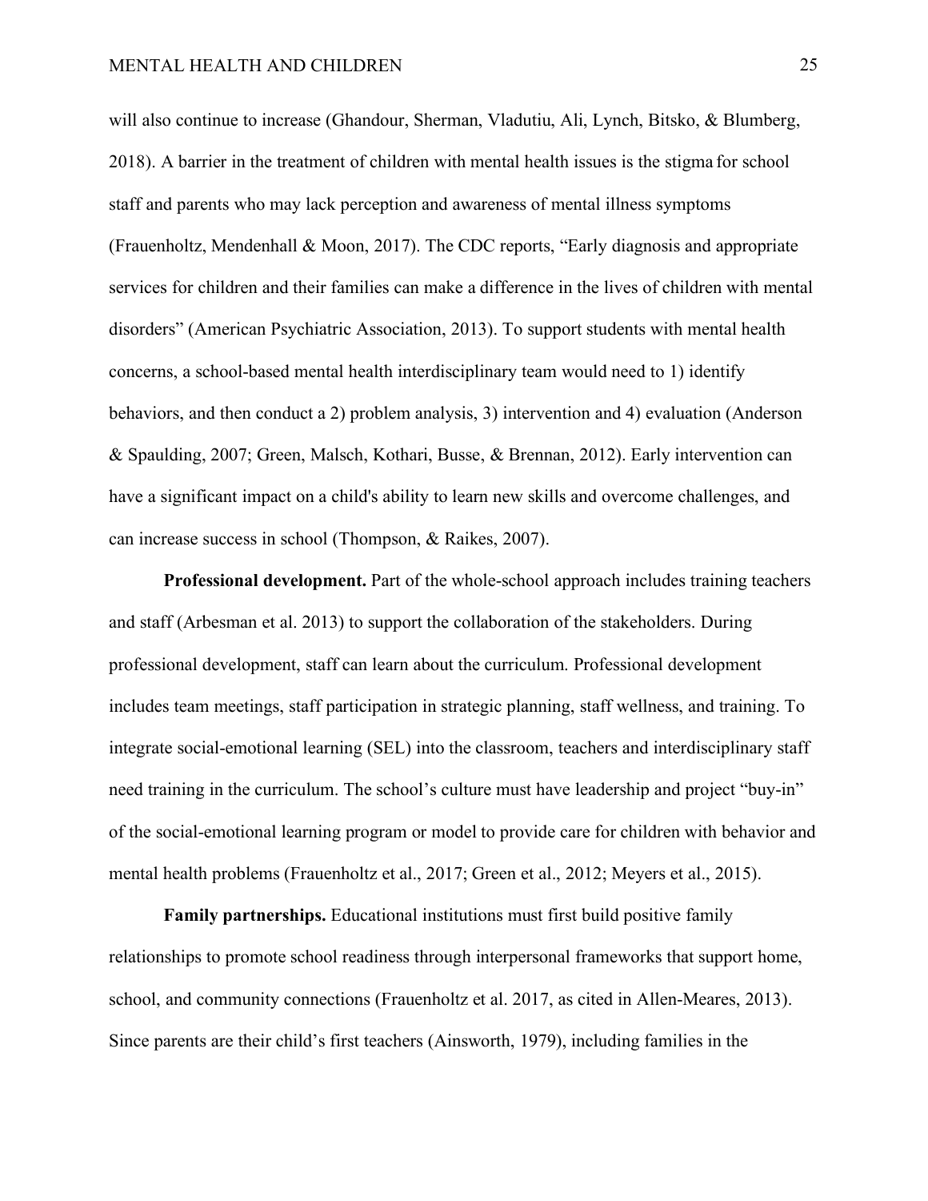will also continue to increase (Ghandour, Sherman, Vladutiu, Ali, Lynch, Bitsko, & Blumberg, 2018). A barrier in the treatment of children with mental health issues is the stigma for school staff and parents who may lack perception and awareness of mental illness symptoms (Frauenholtz, Mendenhall & Moon, 2017). The CDC reports, “Early diagnosis and appropriate services for children and their families can make a difference in the lives of children with mental disorders” (American Psychiatric Association, 2013). To support students with mental health concerns, a school-based mental health interdisciplinary team would need to 1) identify behaviors, and then conduct a 2) problem analysis, 3) intervention and 4) evaluation (Anderson & Spaulding, 2007; Green, Malsch, Kothari, Busse, & Brennan, 2012). Early intervention can have a significant impact on a child's ability to learn new skills and overcome challenges, and can increase success in school (Thompson, & Raikes, 2007).

**Professional development.** Part of the whole-school approach includes training teachers and staff (Arbesman et al. 2013) to support the collaboration of the stakeholders. During professional development, staff can learn about the curriculum. Professional development includes team meetings, staff participation in strategic planning, staff wellness, and training. To integrate social-emotional learning (SEL) into the classroom, teachers and interdisciplinary staff need training in the curriculum. The school’s culture must have leadership and project “buy-in” of the social-emotional learning program or model to provide care for children with behavior and mental health problems (Frauenholtz et al., 2017; Green et al., 2012; Meyers et al., 2015).

**Family partnerships.** Educational institutions must first build positive family relationships to promote school readiness through interpersonal frameworks that support home, school, and community connections (Frauenholtz et al. 2017, as cited in Allen-Meares, 2013). Since parents are their child’s first teachers (Ainsworth, 1979), including families in the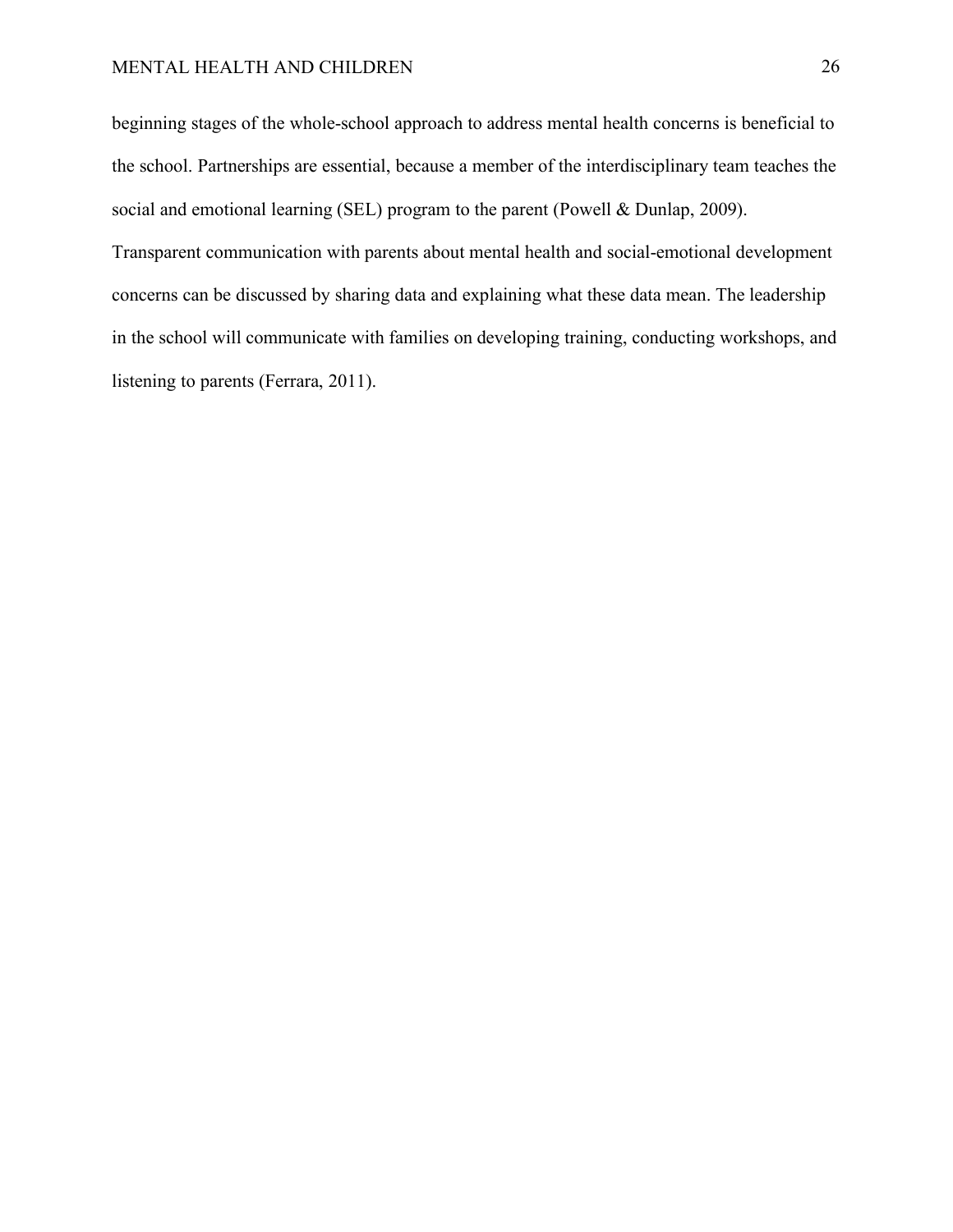beginning stages of the whole-school approach to address mental health concerns is beneficial to the school. Partnerships are essential, because a member of the interdisciplinary team teaches the social and emotional learning (SEL) program to the parent (Powell & Dunlap, 2009). Transparent communication with parents about mental health and social-emotional development concerns can be discussed by sharing data and explaining what these data mean. The leadership in the school will communicate with families on developing training, conducting workshops, and listening to parents (Ferrara, 2011).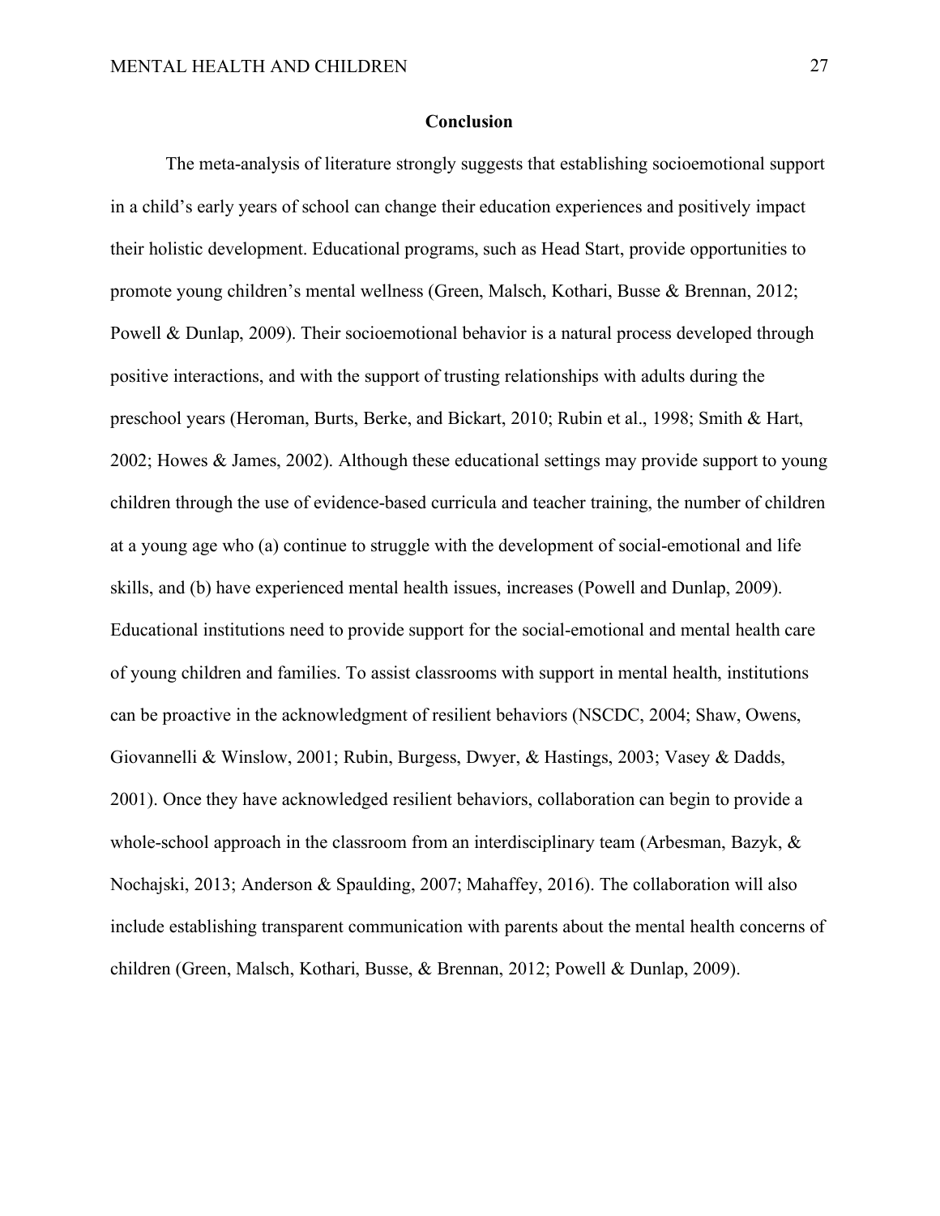## Conclusion

The meta-analysis of literature strongly suggests that establishing socioemotional support in a child's early years of school can change their education experiences and positively impact their holistic development. Educational programs, such as Head Start, provide opportunities to promote young children's mental wellness (Green, Malsch, Kothari, Busse & Brennan, 2012; Powell & Dunlap, 2009). Their socioemotional behavior is a natural process developed through positive interactions, and with the support of trusting relationships with adults during the preschool years (Heroman, Burts, Berke, and Bickart, 2010; Rubin et al., 1998; Smith & Hart, 2002; Howes & James, 2002). Although these educational settings may provide support to young children through the use of evidence-based curricula and teacher training, the number of children at a young age who (a) continue to struggle with the development of social-emotional and life skills, and (b) have experienced mental health issues, increases (Powell and Dunlap, 2009). Educational institutions need to provide support for the social-emotional and mental health care of young children and families. To assist classrooms with support in mental health, institutions can be proactive in the acknowledgment of resilient behaviors (NSCDC, 2004; Shaw, Owens, Giovannelli & Winslow, 2001; Rubin, Burgess, Dwyer, & Hastings, 2003; Vasey & Dadds, 2001). Once they have acknowledged resilient behaviors, collaboration can begin to provide a whole-school approach in the classroom from an interdisciplinary team (Arbesman, Bazyk, & Nochajski, 2013; Anderson & Spaulding, 2007; Mahaffey, 2016). The collaboration will also include establishing transparent communication with parents about the mental health concerns of children (Green, Malsch, Kothari, Busse, & Brennan, 2012; Powell & Dunlap, 2009).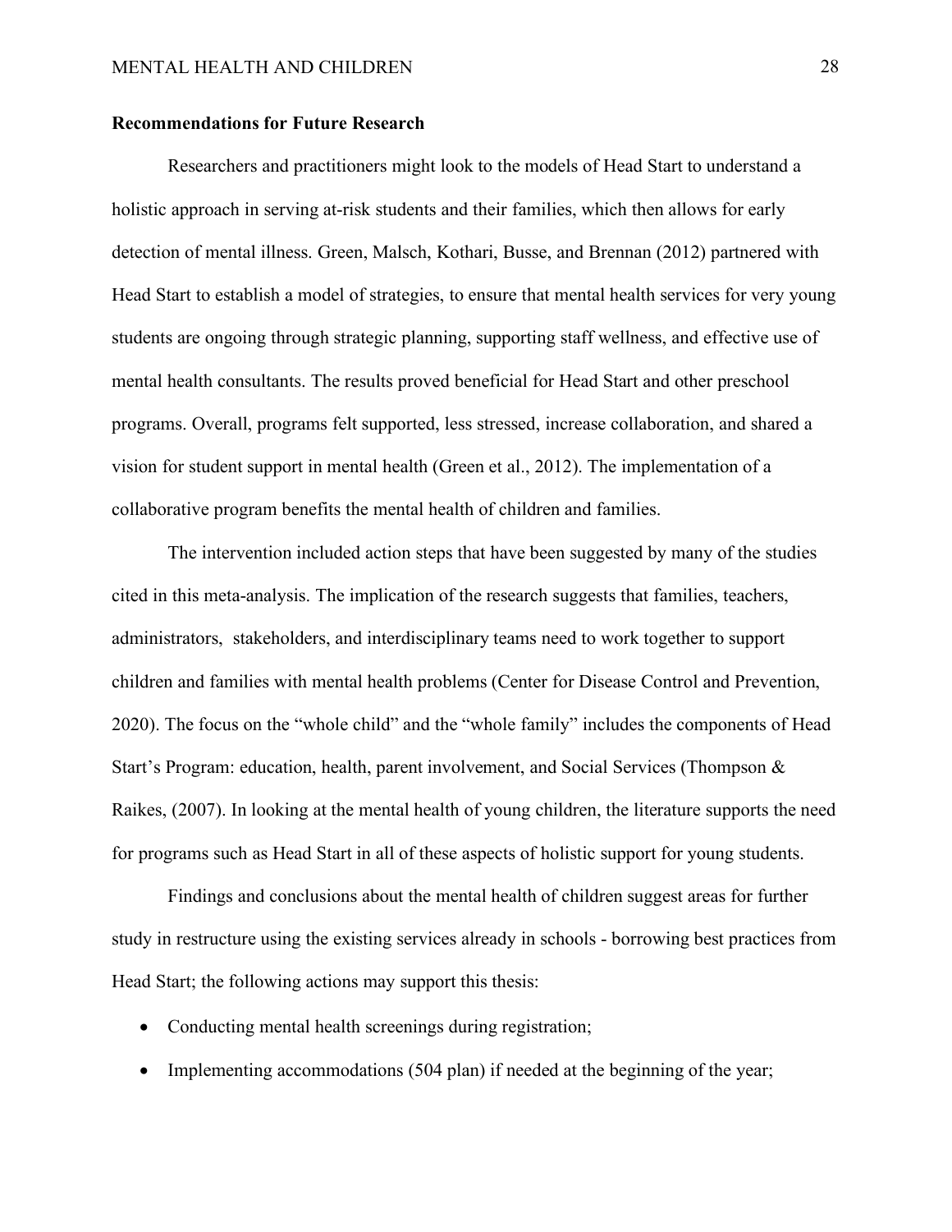**Recommendations for Future Research**

Researchers and practitioners might look to the models of Head Start to understand a holistic approach in serving at-risk students and their families, which then allows for early detection of mental illness. Green, Malsch, Kothari, Busse, and Brennan (2012) partnered with Head Start to establish a model of strategies, to ensure that mental health services for very young students are ongoing through strategic planning, supporting staff wellness, and effective use of mental health consultants. The results proved beneficial for Head Start and other preschool programs. Overall, programs felt supported, less stressed, increase collaboration, and shared a vision for student support in mental health (Green et al., 2012). The implementation of a collaborative program benefits the mental health of children and families.

The intervention included action steps that have been suggested by many of the studies cited in this meta-analysis. The implication of the research suggests that families, teachers, administrators, stakeholders, and interdisciplinary teams need to work together to support children and families with mental health problems (Center for Disease Control and Prevention, 2020). The focus on the "whole child" and the "whole family" includes the components of Head Start's Program: education, health, parent involvement, and Social Services (Thompson & Raikes, (2007). In looking at the mental health of young children, the literature supports the need for programs such as Head Start in all of these aspects of holistic support for young students.

Findings and conclusions about the mental health of children suggest areas for further study in restructure using the existing services already in schools - borrowing best practices from Head Start; the following actions may support this thesis:

- Conducting mental health screenings during registration;
- Implementing accommodations (504 plan) if needed at the beginning of the year;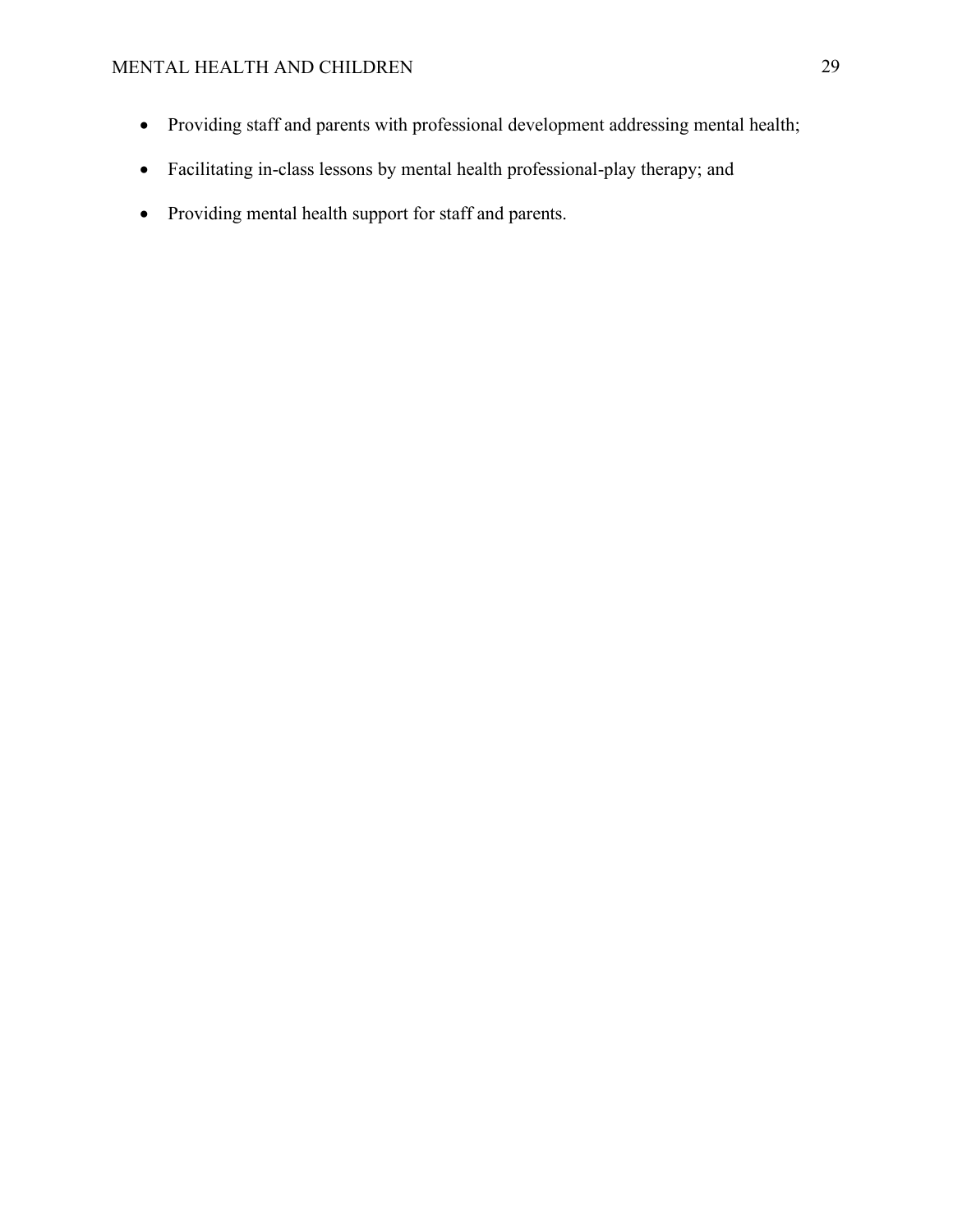- Providing staff and parents with professional development addressing mental health;
- Facilitating in-class lessons by mental health professional-play therapy; and
- Providing mental health support for staff and parents.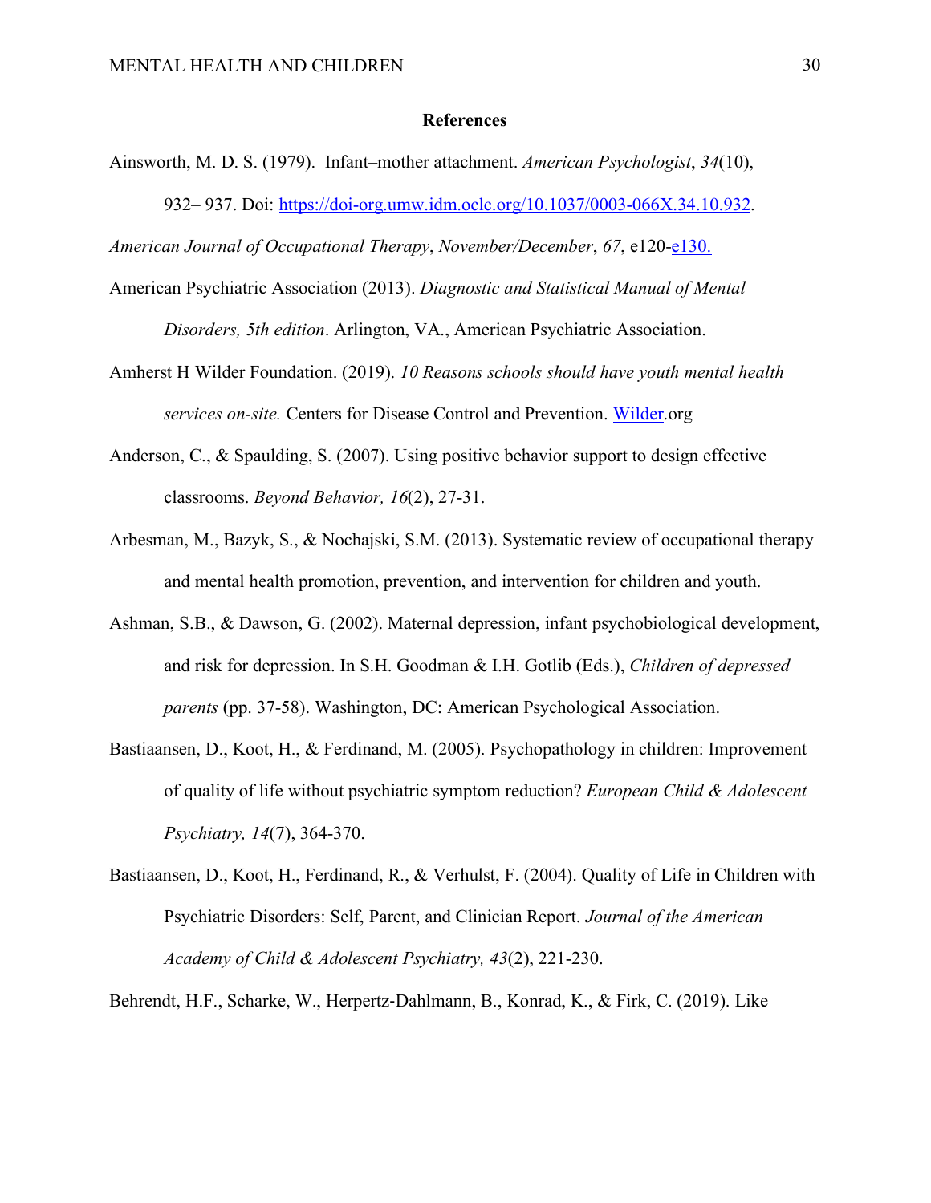**References**

Ainsworth, M. D. S. (1979). Infant–mother attachment. *American Psychologist*, *34*(10), 932– 937. Doi: https://doi-org.umw.idm.oclc.org/10.1037/0003-066X.34.10.932.

*American Journal of Occupational Therapy*, *November/December*, *67*, e120-e130.

American Psychiatric Association (2013). *Diagnostic and Statistical Manual of Mental Disorders, 5th edition*. Arlington, VA., American Psychiatric Association.

Amherst H Wilder Foundation. (2019). *10 Reasons schools should have youth mental health services on-site.* Centers for Disease Control and Prevention. Wilder.org

Anderson, C., & Spaulding, S. (2007). Using positive behavior support to design effective classrooms. *Beyond Behavior, 16*(2), 27-31.

Arbesman, M., Bazyk, S., & Nochajski, S.M. (2013). Systematic review of occupational therapy and mental health promotion, prevention, and intervention for children and youth.

Ashman, S.B., & Dawson, G. (2002). Maternal depression, infant psychobiological development, and risk for depression. In S.H. Goodman & I.H. Gotlib (Eds.), *Children of depressed parents* (pp. 37-58). Washington, DC: American Psychological Association.

Bastiaansen, D., Koot, H., & Ferdinand, M. (2005). Psychopathology in children: Improvement of quality of life without psychiatric symptom reduction? *European Child & Adolescent Psychiatry, 14*(7), 364-370.

Bastiaansen, D., Koot, H., Ferdinand, R., & Verhulst, F. (2004). Quality of Life in Children with Psychiatric Disorders: Self, Parent, and Clinician Report. *Journal of the American Academy of Child & Adolescent Psychiatry, 43*(2), 221-230.

Behrendt, H.F., Scharke, W., Herpertz‐Dahlmann, B., Konrad, K., & Firk, C. (2019). Like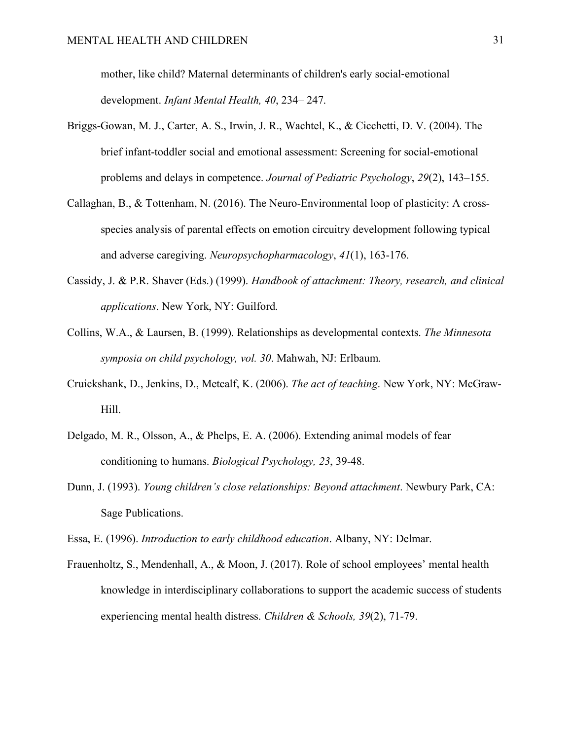mother, like child? Maternal determinants of children's early social-emotional development. *Infant Mental Health, 40*, 234– 247.

Briggs-Gowan, M. J., Carter, A. S., Irwin, J. R., Wachtel, K., & Cicchetti, D. V. (2004). The brief infant-toddler social and emotional assessment: Screening for social-emotional problems and delays in competence. *Journal of Pediatric Psychology*, *29*(2), 143–155.

Callaghan, B., & Tottenham, N. (2016). The Neuro-Environmental loop of plasticity: A cross-species analysis of parental effects on emotion circuitry development following typical and adverse caregiving. *Neuropsychopharmacology*, *41*(1), 163-176.

Cassidy, J. & P.R. Shaver (Eds.) (1999). *Handbook of attachment: Theory, research, and clinical applications*. New York, NY: Guilford.

Collins, W.A., & Laursen, B. (1999). Relationships as developmental contexts. *The Minnesota symposia on child psychology, vol. 30*. Mahwah, NJ: Erlbaum.

Cruickshank, D., Jenkins, D., Metcalf, K. (2006). *The act of teaching*. New York, NY: McGraw-Hill.

Delgado, M. R., Olsson, A., & Phelps, E. A. (2006). Extending animal models of fear conditioning to humans. *Biological Psychology, 23*, 39-48.

Dunn, J. (1993). *Young children's close relationships: Beyond attachment*. Newbury Park, CA: Sage Publications.

Essa, E. (1996). *Introduction to early childhood education*. Albany, NY: Delmar.

Frauenholtz, S., Mendenhall, A., & Moon, J. (2017). Role of school employees' mental health knowledge in interdisciplinary collaborations to support the academic success of students experiencing mental health distress. *Children & Schools, 39*(2), 71-79.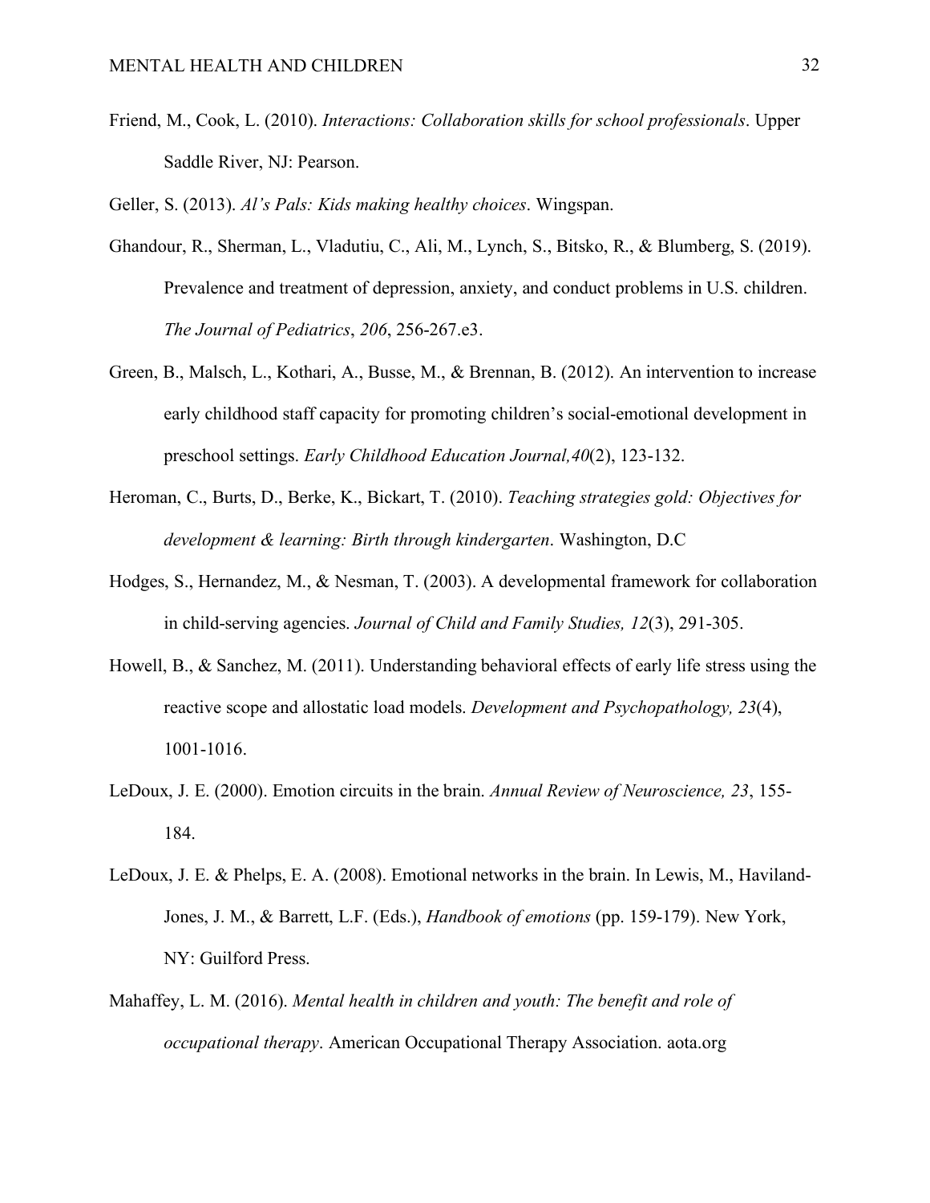Friend, M., Cook, L. (2010). *Interactions: Collaboration skills for school professionals*. Upper Saddle River, NJ: Pearson.

Geller, S. (2013). *Al's Pals: Kids making healthy choices*. Wingspan.

Ghandour, R., Sherman, L., Vladutiu, C., Ali, M., Lynch, S., Bitsko, R., & Blumberg, S. (2019). Prevalence and treatment of depression, anxiety, and conduct problems in U.S. children. *The Journal of Pediatrics*, *206*, 256-267.e3.

Green, B., Malsch, L., Kothari, A., Busse, M., & Brennan, B. (2012). An intervention to increase early childhood staff capacity for promoting children's social-emotional development in preschool settings. *Early Childhood Education Journal,40*(2), 123-132.

Heroman, C., Burts, D., Berke, K., Bickart, T. (2010). *Teaching strategies gold: Objectives for development & learning: Birth through kindergarten*. Washington, D.C

Hodges, S., Hernandez, M., & Nesman, T. (2003). A developmental framework for collaboration in child-serving agencies. *Journal of Child and Family Studies, 12*(3), 291-305.

Howell, B., & Sanchez, M. (2011). Understanding behavioral effects of early life stress using the reactive scope and allostatic load models. *Development and Psychopathology, 23*(4), 1001-1016.

LeDoux, J. E. (2000). Emotion circuits in the brain. *Annual Review of Neuroscience, 23*, 155-184.

LeDoux, J. E. & Phelps, E. A. (2008). Emotional networks in the brain. In Lewis, M., Haviland-Jones, J. M., & Barrett, L.F. (Eds.), *Handbook of emotions* (pp. 159-179). New York, NY: Guilford Press.

Mahaffey, L. M. (2016). *Mental health in children and youth: The benefit and role of occupational therapy*. American Occupational Therapy Association. aota.org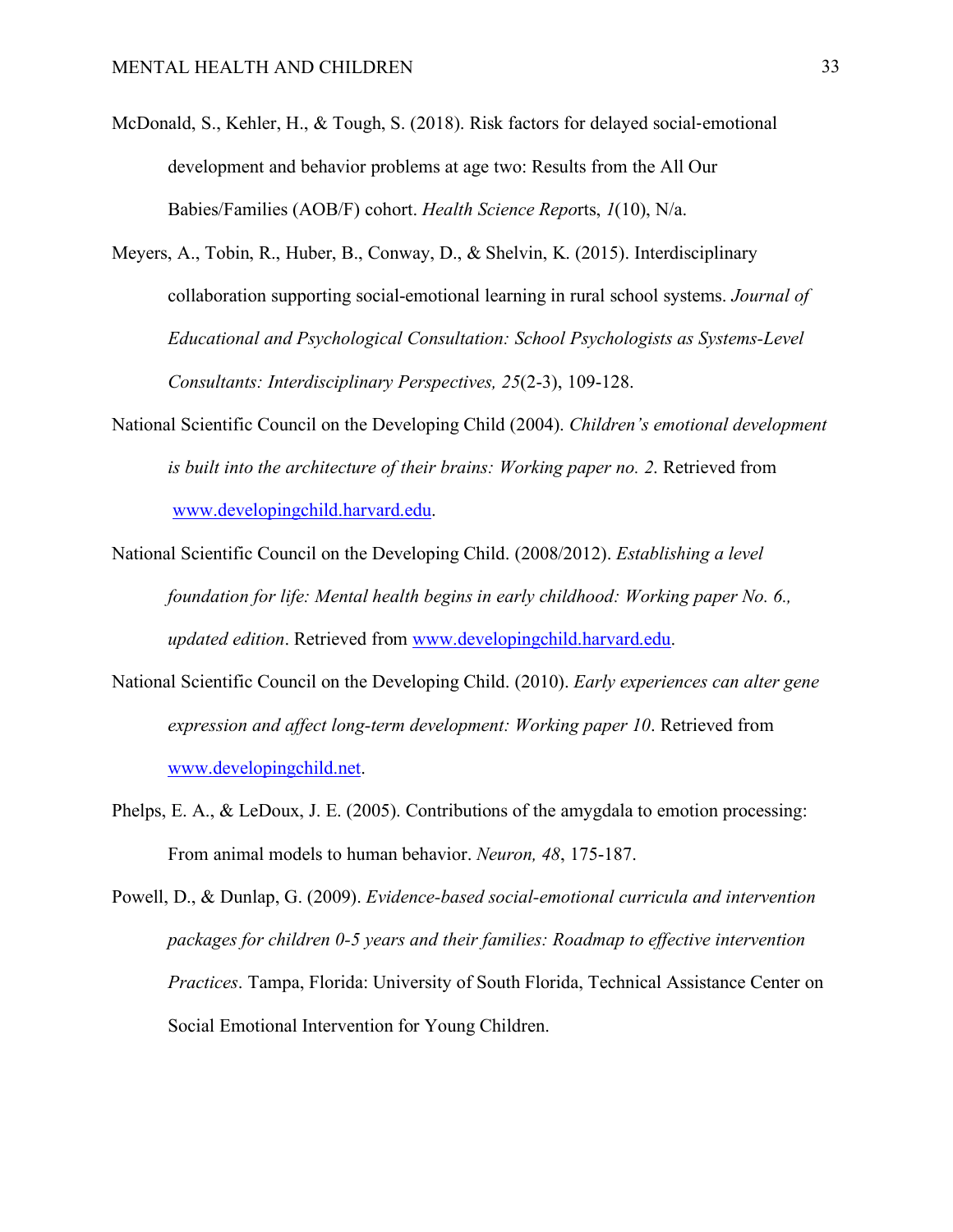McDonald, S., Kehler, H., & Tough, S. (2018). Risk factors for delayed social-emotional development and behavior problems at age two: Results from the All Our Babies/Families (AOB/F) cohort. *Health Science Repo*rts, *1*(10), N/a.

Meyers, A., Tobin, R., Huber, B., Conway, D., & Shelvin, K. (2015). Interdisciplinary collaboration supporting social-emotional learning in rural school systems. *Journal of Educational and Psychological Consultation: School Psychologists as Systems-Level Consultants: Interdisciplinary Perspectives, 25*(2-3), 109-128.

National Scientific Council on the Developing Child (2004). *Children's emotional development is built into the architecture of their brains: Working paper no. 2*. Retrieved from www.developingchild.harvard.edu.

National Scientific Council on the Developing Child. (2008/2012). *Establishing a level foundation for life: Mental health begins in early childhood: Working paper No. 6., updated edition*. Retrieved from www.developingchild.harvard.edu.

National Scientific Council on the Developing Child. (2010). *Early experiences can alter gene expression and affect long-term development: Working paper 10*. Retrieved from www.developingchild.net.

Phelps, E. A., & LeDoux, J. E. (2005). Contributions of the amygdala to emotion processing: From animal models to human behavior. *Neuron, 48*, 175-187.

Powell, D., & Dunlap, G. (2009). *Evidence-based social-emotional curricula and intervention packages for children 0-5 years and their families: Roadmap to effective intervention Practices*. Tampa, Florida: University of South Florida, Technical Assistance Center on Social Emotional Intervention for Young Children.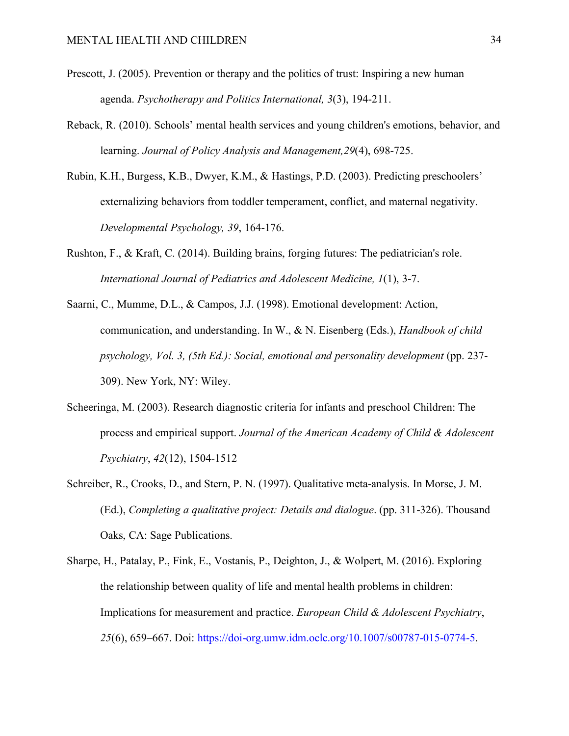Prescott, J. (2005). Prevention or therapy and the politics of trust: Inspiring a new human agenda. *Psychotherapy and Politics International, 3*(3), 194-211.

Reback, R. (2010). Schools' mental health services and young children's emotions, behavior, and learning. *Journal of Policy Analysis and Management,29*(4), 698-725.

Rubin, K.H., Burgess, K.B., Dwyer, K.M., & Hastings, P.D. (2003). Predicting preschoolers' externalizing behaviors from toddler temperament, conflict, and maternal negativity. *Developmental Psychology, 39*, 164-176.

Rushton, F., & Kraft, C. (2014). Building brains, forging futures: The pediatrician's role. *International Journal of Pediatrics and Adolescent Medicine, 1*(1), 3-7.

Saarni, C., Mumme, D.L., & Campos, J.J. (1998). Emotional development: Action, communication, and understanding. In W., & N. Eisenberg (Eds.), *Handbook of child psychology, Vol. 3, (5th Ed.): Social, emotional and personality development* (pp. 237-309). New York, NY: Wiley.

Scheeringa, M. (2003). Research diagnostic criteria for infants and preschool Children: The process and empirical support. *Journal of the American Academy of Child & Adolescent Psychiatry*, *42*(12), 1504-1512

Schreiber, R., Crooks, D., and Stern, P. N. (1997). Qualitative meta-analysis. In Morse, J. M. (Ed.), *Completing a qualitative project: Details and dialogue*. (pp. 311-326). Thousand Oaks, CA: Sage Publications.

Sharpe, H., Patalay, P., Fink, E., Vostanis, P., Deighton, J., & Wolpert, M. (2016). Exploring the relationship between quality of life and mental health problems in children: Implications for measurement and practice. *European Child & Adolescent Psychiatry*, *25*(6), 659–667. Doi: https://doi-org.umw.idm.oclc.org/10.1007/s00787-015-0774-5.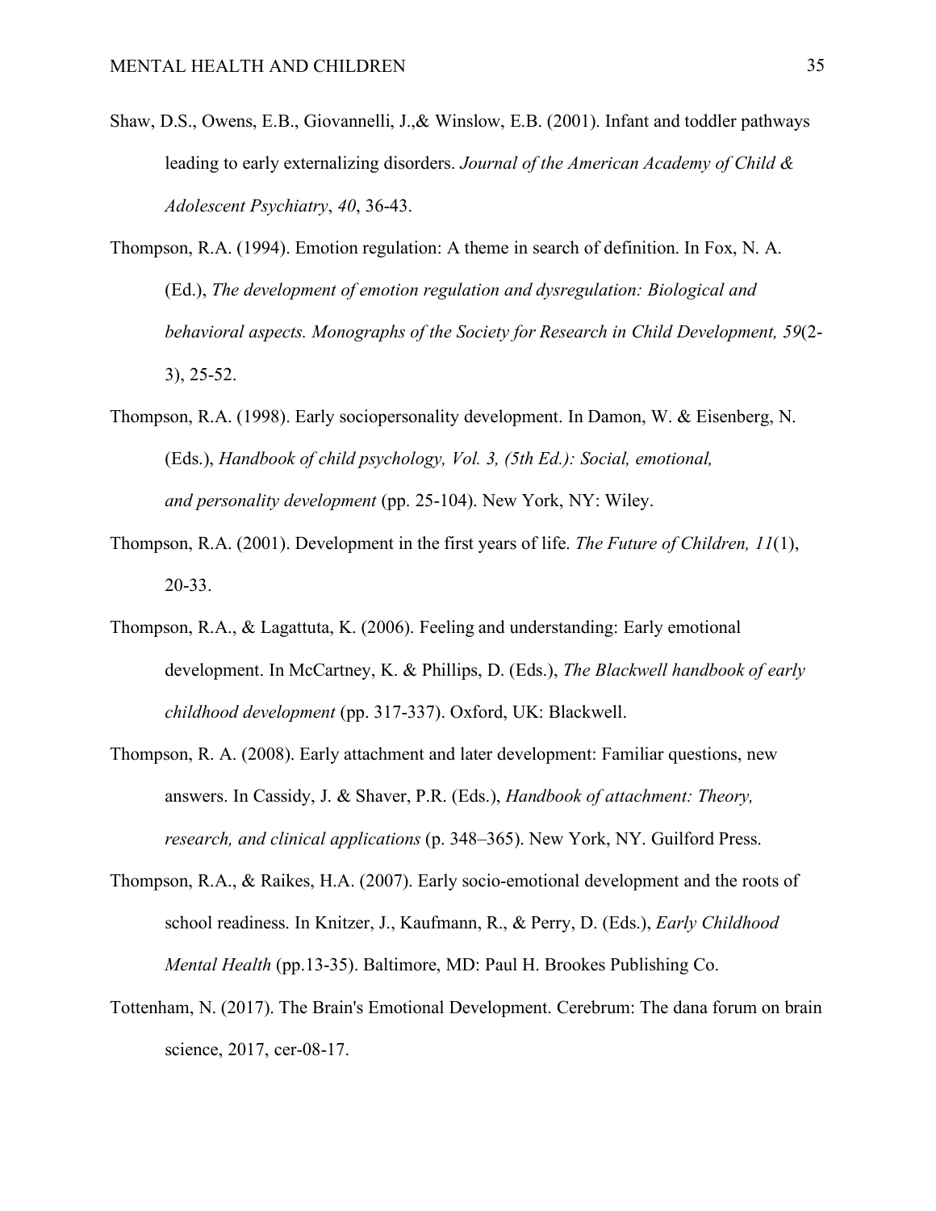Shaw, D.S., Owens, E.B., Giovannelli, J.,& Winslow, E.B. (2001). Infant and toddler pathways leading to early externalizing disorders. *Journal of the American Academy of Child & Adolescent Psychiatry*, *40*, 36-43.

Thompson, R.A. (1994). Emotion regulation: A theme in search of definition. In Fox, N. A. (Ed.), *The development of emotion regulation and dysregulation: Biological and behavioral aspects. Monographs of the Society for Research in Child Development, 59*(2-3), 25-52.

Thompson, R.A. (1998). Early sociopersonality development. In Damon, W. & Eisenberg, N. (Eds.), *Handbook of child psychology, Vol. 3, (5th Ed.): Social, emotional, and personality development* (pp. 25-104). New York, NY: Wiley.

Thompson, R.A. (2001). Development in the first years of life. *The Future of Children, 11*(1), 20-33.

Thompson, R.A., & Lagattuta, K. (2006). Feeling and understanding: Early emotional development. In McCartney, K. & Phillips, D. (Eds.), *The Blackwell handbook of early childhood development* (pp. 317-337). Oxford, UK: Blackwell.

Thompson, R. A. (2008). Early attachment and later development: Familiar questions, new answers. In Cassidy, J. & Shaver, P.R. (Eds.), *Handbook of attachment: Theory, research, and clinical applications* (p. 348–365). New York, NY. Guilford Press.

Thompson, R.A., & Raikes, H.A. (2007). Early socio-emotional development and the roots of school readiness. In Knitzer, J., Kaufmann, R., & Perry, D. (Eds.), *Early Childhood Mental Health* (pp.13-35). Baltimore, MD: Paul H. Brookes Publishing Co.

Tottenham, N. (2017). The Brain's Emotional Development. Cerebrum: The dana forum on brain science, 2017, cer-08-17.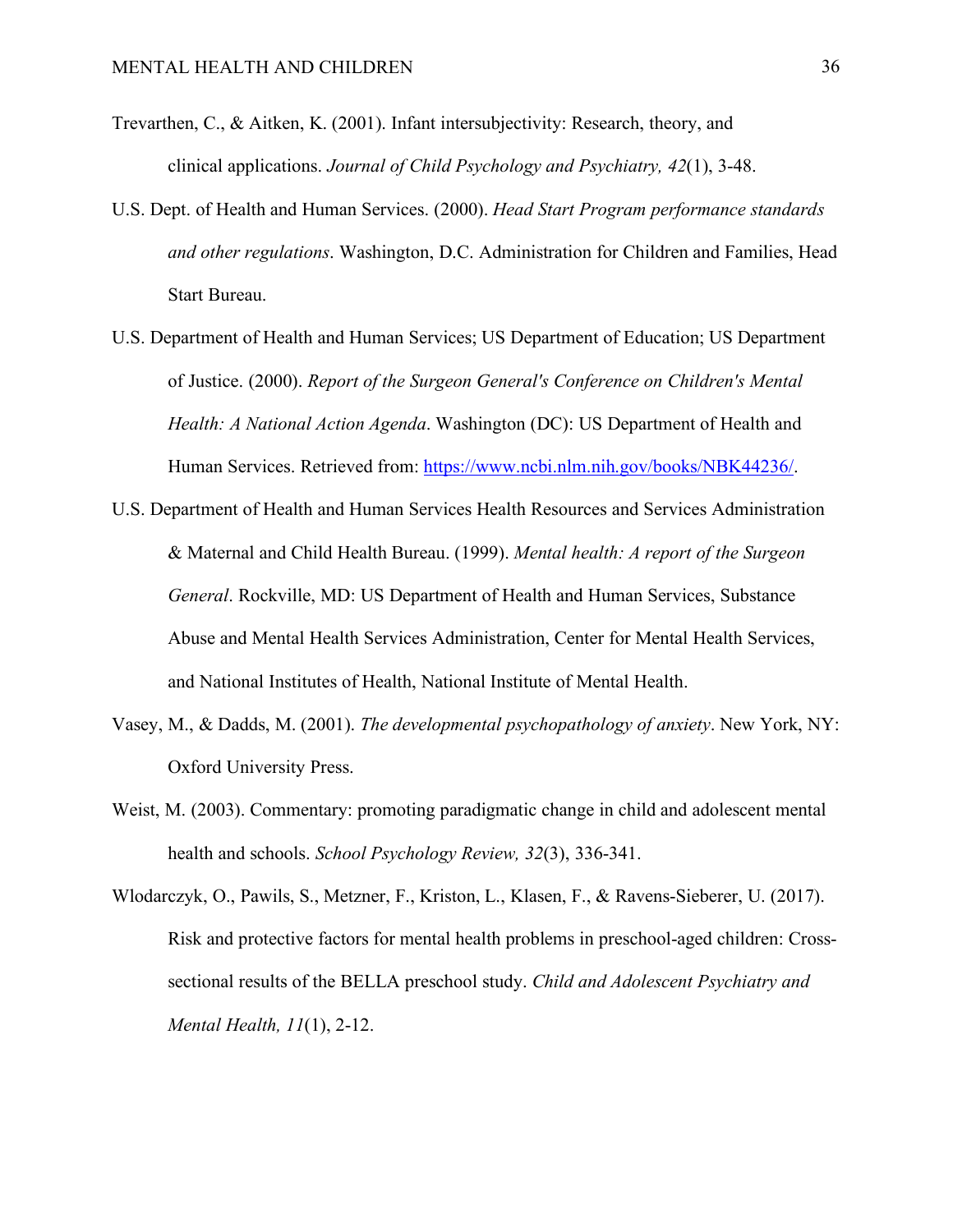Trevarthen, C., & Aitken, K. (2001). Infant intersubjectivity: Research, theory, and clinical applications. *Journal of Child Psychology and Psychiatry, 42*(1), 3-48.

U.S. Dept. of Health and Human Services. (2000). *Head Start Program performance standards and other regulations*. Washington, D.C. Administration for Children and Families, Head Start Bureau.

U.S. Department of Health and Human Services; US Department of Education; US Department of Justice. (2000). *Report of the Surgeon General's Conference on Children's Mental Health: A National Action Agenda*. Washington (DC): US Department of Health and Human Services. Retrieved from: https://www.ncbi.nlm.nih.gov/books/NBK44236/.

U.S. Department of Health and Human Services Health Resources and Services Administration & Maternal and Child Health Bureau. (1999). *Mental health: A report of the Surgeon General*. Rockville, MD: US Department of Health and Human Services, Substance Abuse and Mental Health Services Administration, Center for Mental Health Services, and National Institutes of Health, National Institute of Mental Health.

Vasey, M., & Dadds, M. (2001). *The developmental psychopathology of anxiety*. New York, NY: Oxford University Press.

Weist, M. (2003). Commentary: promoting paradigmatic change in child and adolescent mental health and schools. *School Psychology Review, 32*(3), 336-341.

Wlodarczyk, O., Pawils, S., Metzner, F., Kriston, L., Klasen, F., & Ravens-Sieberer, U. (2017). Risk and protective factors for mental health problems in preschool-aged children: Cross-sectional results of the BELLA preschool study. *Child and Adolescent Psychiatry and Mental Health, 11*(1), 2-12.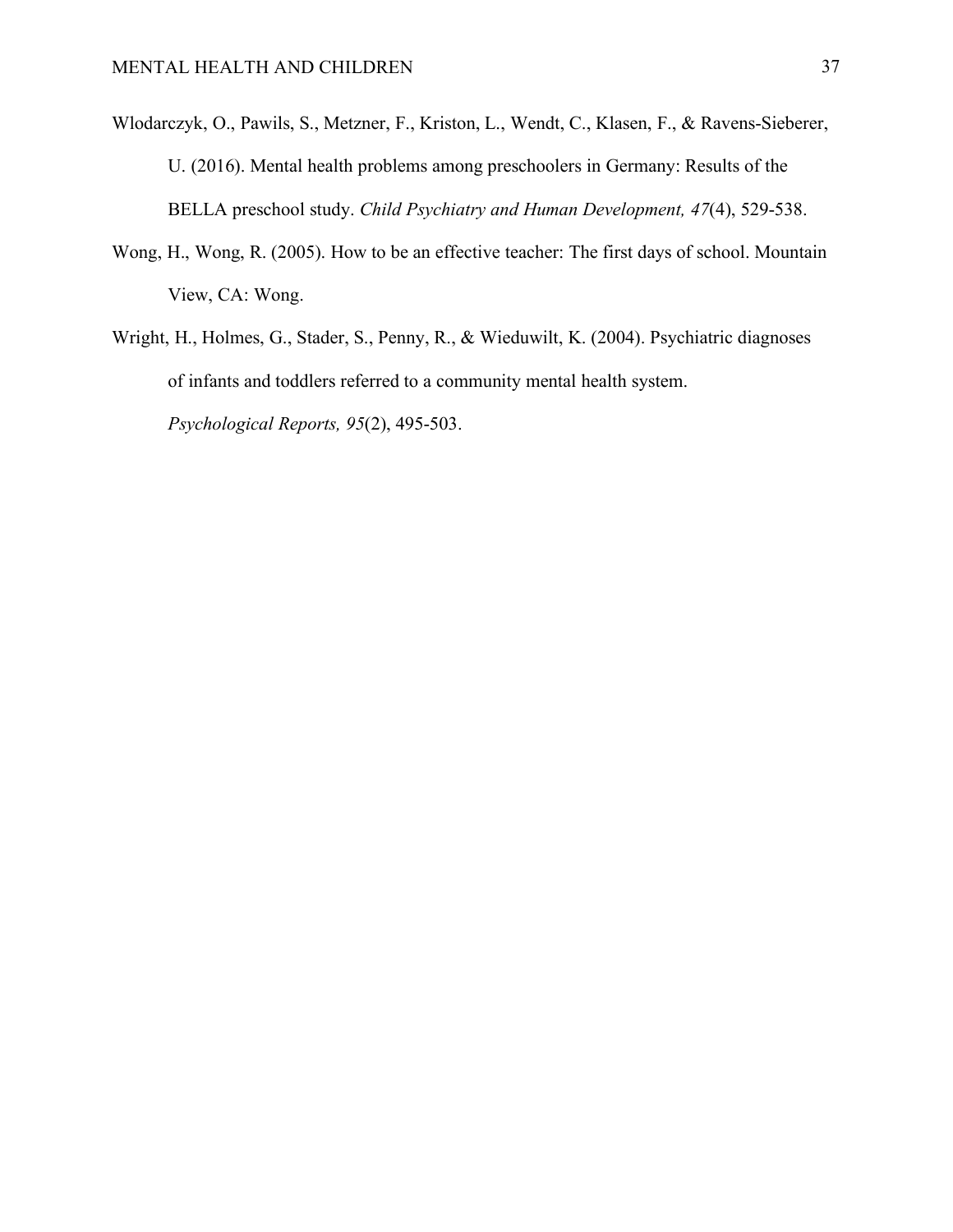Wlodarczyk, O., Pawils, S., Metzner, F., Kriston, L., Wendt, C., Klasen, F., & Ravens-Sieberer, U. (2016). Mental health problems among preschoolers in Germany: Results of the BELLA preschool study. *Child Psychiatry and Human Development, 47*(4), 529-538.

Wong, H., Wong, R. (2005). How to be an effective teacher: The first days of school. Mountain View, CA: Wong.

Wright, H., Holmes, G., Stader, S., Penny, R., & Wieduwilt, K. (2004). Psychiatric diagnoses of infants and toddlers referred to a community mental health system. *Psychological Reports, 95*(2), 495-503.